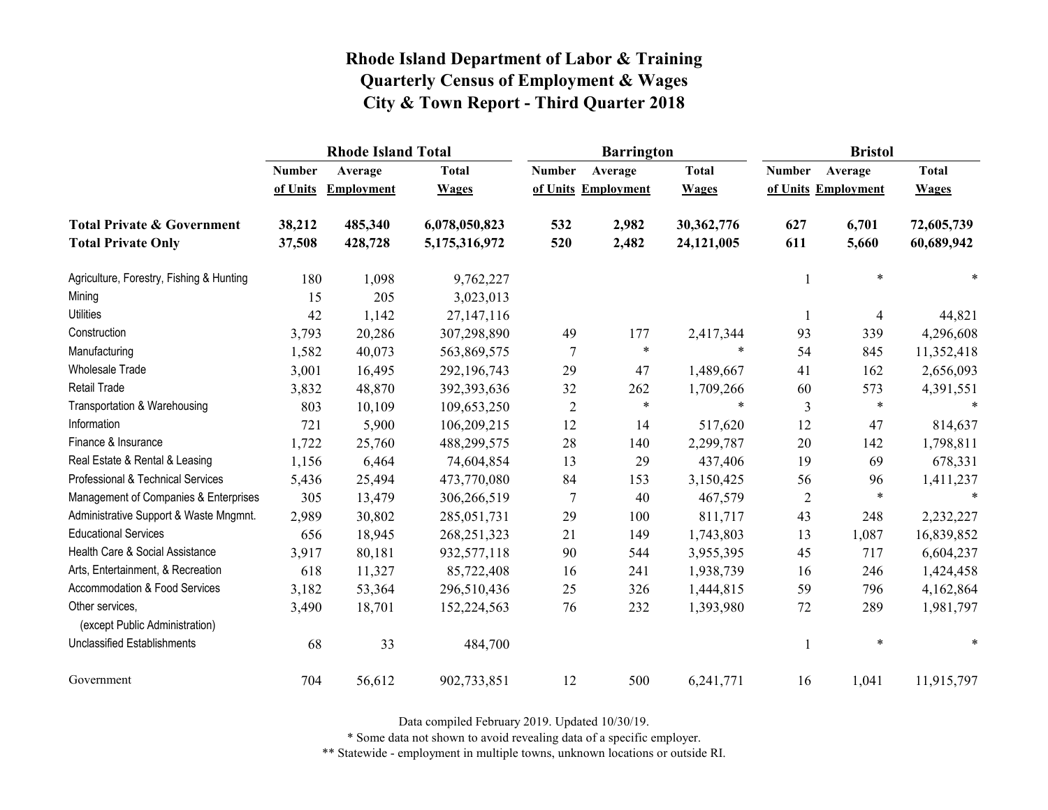# Rhode Island Department of Labor & Training
# Quarterly Census of Employment & Wages
# City & Town Report - Third Quarter 2018

| | Rhode Island Total | | | Barrington | | | Bristol | | |
|---|---|---|---|---|---|---|---|---|---|
| | Number of Units | Average Employment | Total Wages | Number of Units | Average Employment | Total Wages | Number of Units | Average Employment | Total Wages |
| **Total Private & Government** | **38,212** | **485,340** | **6,078,050,823** | **532** | **2,982** | **30,362,776** | **627** | **6,701** | **72,605,739** |
| **Total Private Only** | **37,508** | **428,728** | **5,175,316,972** | **520** | **2,482** | **24,121,005** | **611** | **5,660** | **60,689,942** |
| Agriculture, Forestry, Fishing & Hunting | 180 | 1,098 | 9,762,227 | | | | 1 | * | * |
| Mining | 15 | 205 | 3,023,013 | | | | | | |
| Utilities | 42 | 1,142 | 27,147,116 | | | | 1 | 4 | 44,821 |
| Construction | 3,793 | 20,286 | 307,298,890 | 49 | 177 | 2,417,344 | 93 | 339 | 4,296,608 |
| Manufacturing | 1,582 | 40,073 | 563,869,575 | 7 | * | * | 54 | 845 | 11,352,418 |
| Wholesale Trade | 3,001 | 16,495 | 292,196,743 | 29 | 47 | 1,489,667 | 41 | 162 | 2,656,093 |
| Retail Trade | 3,832 | 48,870 | 392,393,636 | 32 | 262 | 1,709,266 | 60 | 573 | 4,391,551 |
| Transportation & Warehousing | 803 | 10,109 | 109,653,250 | 2 | * | * | 3 | * | * |
| Information | 721 | 5,900 | 106,209,215 | 12 | 14 | 517,620 | 12 | 47 | 814,637 |
| Finance & Insurance | 1,722 | 25,760 | 488,299,575 | 28 | 140 | 2,299,787 | 20 | 142 | 1,798,811 |
| Real Estate & Rental & Leasing | 1,156 | 6,464 | 74,604,854 | 13 | 29 | 437,406 | 19 | 69 | 678,331 |
| Professional & Technical Services | 5,436 | 25,494 | 473,770,080 | 84 | 153 | 3,150,425 | 56 | 96 | 1,411,237 |
| Management of Companies & Enterprises | 305 | 13,479 | 306,266,519 | 7 | 40 | 467,579 | 2 | * | * |
| Administrative Support & Waste Mngmnt. | 2,989 | 30,802 | 285,051,731 | 29 | 100 | 811,717 | 43 | 248 | 2,232,227 |
| Educational Services | 656 | 18,945 | 268,251,323 | 21 | 149 | 1,743,803 | 13 | 1,087 | 16,839,852 |
| Health Care & Social Assistance | 3,917 | 80,181 | 932,577,118 | 90 | 544 | 3,955,395 | 45 | 717 | 6,604,237 |
| Arts, Entertainment, & Recreation | 618 | 11,327 | 85,722,408 | 16 | 241 | 1,938,739 | 16 | 246 | 1,424,458 |
| Accommodation & Food Services | 3,182 | 53,364 | 296,510,436 | 25 | 326 | 1,444,815 | 59 | 796 | 4,162,864 |
| Other services, (except Public Administration) | 3,490 | 18,701 | 152,224,563 | 76 | 232 | 1,393,980 | 72 | 289 | 1,981,797 |
| Unclassified Establishments | 68 | 33 | 484,700 | | | | 1 | * | * |
| Government | 704 | 56,612 | 902,733,851 | 12 | 500 | 6,241,771 | 16 | 1,041 | 11,915,797 |

Data compiled February 2019. Updated 10/30/19.

* Some data not shown to avoid revealing data of a specific employer.

** Statewide - employment in multiple towns, unknown locations or outside RI.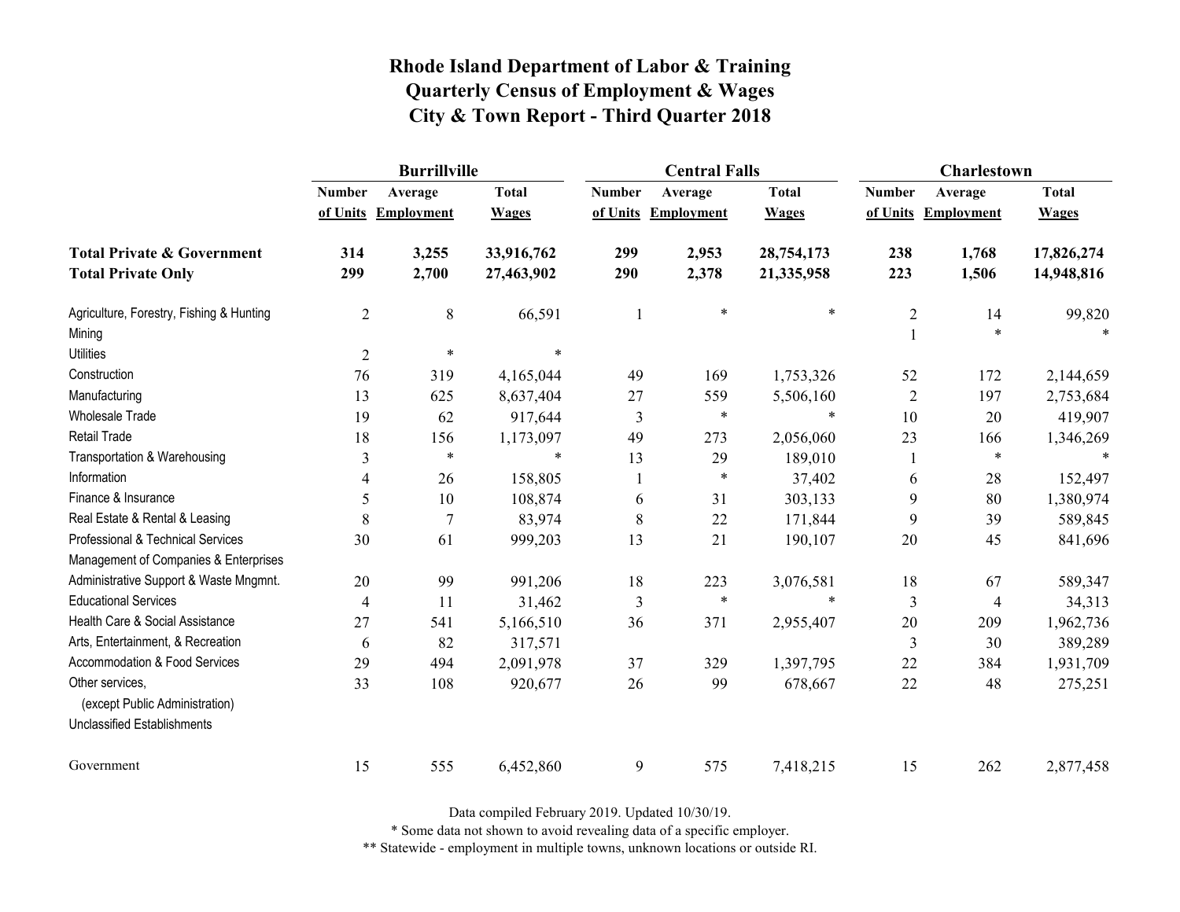# Rhode Island Department of Labor & Training
## Quarterly Census of Employment & Wages
## City & Town Report - Third Quarter 2018

| | Burrillville | | | Central Falls | | | Charlestown | | |
|---|---|---|---|---|---|---|---|---|---|
| | Number of Units | Average Employment | Total Wages | Number of Units | Average Employment | Total Wages | Number of Units | Average Employment | Total Wages |
| **Total Private & Government** | **314** | **3,255** | **33,916,762** | **299** | **2,953** | **28,754,173** | **238** | **1,768** | **17,826,274** |
| **Total Private Only** | **299** | **2,700** | **27,463,902** | **290** | **2,378** | **21,335,958** | **223** | **1,506** | **14,948,816** |
| Agriculture, Forestry, Fishing & Hunting | 2 | 8 | 66,591 | 1 | * | * | 2 | 14 | 99,820 |
| Mining | | | | | | | 1 | * | * |
| Utilities | 2 | * | * | | | | | | |
| Construction | 76 | 319 | 4,165,044 | 49 | 169 | 1,753,326 | 52 | 172 | 2,144,659 |
| Manufacturing | 13 | 625 | 8,637,404 | 27 | 559 | 5,506,160 | 2 | 197 | 2,753,684 |
| Wholesale Trade | 19 | 62 | 917,644 | 3 | * | * | 10 | 20 | 419,907 |
| Retail Trade | 18 | 156 | 1,173,097 | 49 | 273 | 2,056,060 | 23 | 166 | 1,346,269 |
| Transportation & Warehousing | 3 | * | * | 13 | 29 | 189,010 | 1 | * | * |
| Information | 4 | 26 | 158,805 | 1 | * | 37,402 | 6 | 28 | 152,497 |
| Finance & Insurance | 5 | 10 | 108,874 | 6 | 31 | 303,133 | 9 | 80 | 1,380,974 |
| Real Estate & Rental & Leasing | 8 | 7 | 83,974 | 8 | 22 | 171,844 | 9 | 39 | 589,845 |
| Professional & Technical Services | 30 | 61 | 999,203 | 13 | 21 | 190,107 | 20 | 45 | 841,696 |
| Management of Companies & Enterprises | | | | | | | | | |
| Administrative Support & Waste Mngmnt. | 20 | 99 | 991,206 | 18 | 223 | 3,076,581 | 18 | 67 | 589,347 |
| Educational Services | 4 | 11 | 31,462 | 3 | * | * | 3 | 4 | 34,313 |
| Health Care & Social Assistance | 27 | 541 | 5,166,510 | 36 | 371 | 2,955,407 | 20 | 209 | 1,962,736 |
| Arts, Entertainment, & Recreation | 6 | 82 | 317,571 | | | | 3 | 30 | 389,289 |
| Accommodation & Food Services | 29 | 494 | 2,091,978 | 37 | 329 | 1,397,795 | 22 | 384 | 1,931,709 |
| Other services, (except Public Administration) | 33 | 108 | 920,677 | 26 | 99 | 678,667 | 22 | 48 | 275,251 |
| Unclassified Establishments | | | | | | | | | |
| Government | 15 | 555 | 6,452,860 | 9 | 575 | 7,418,215 | 15 | 262 | 2,877,458 |

Data compiled February 2019. Updated 10/30/19.

* Some data not shown to avoid revealing data of a specific employer.

** Statewide - employment in multiple towns, unknown locations or outside RI.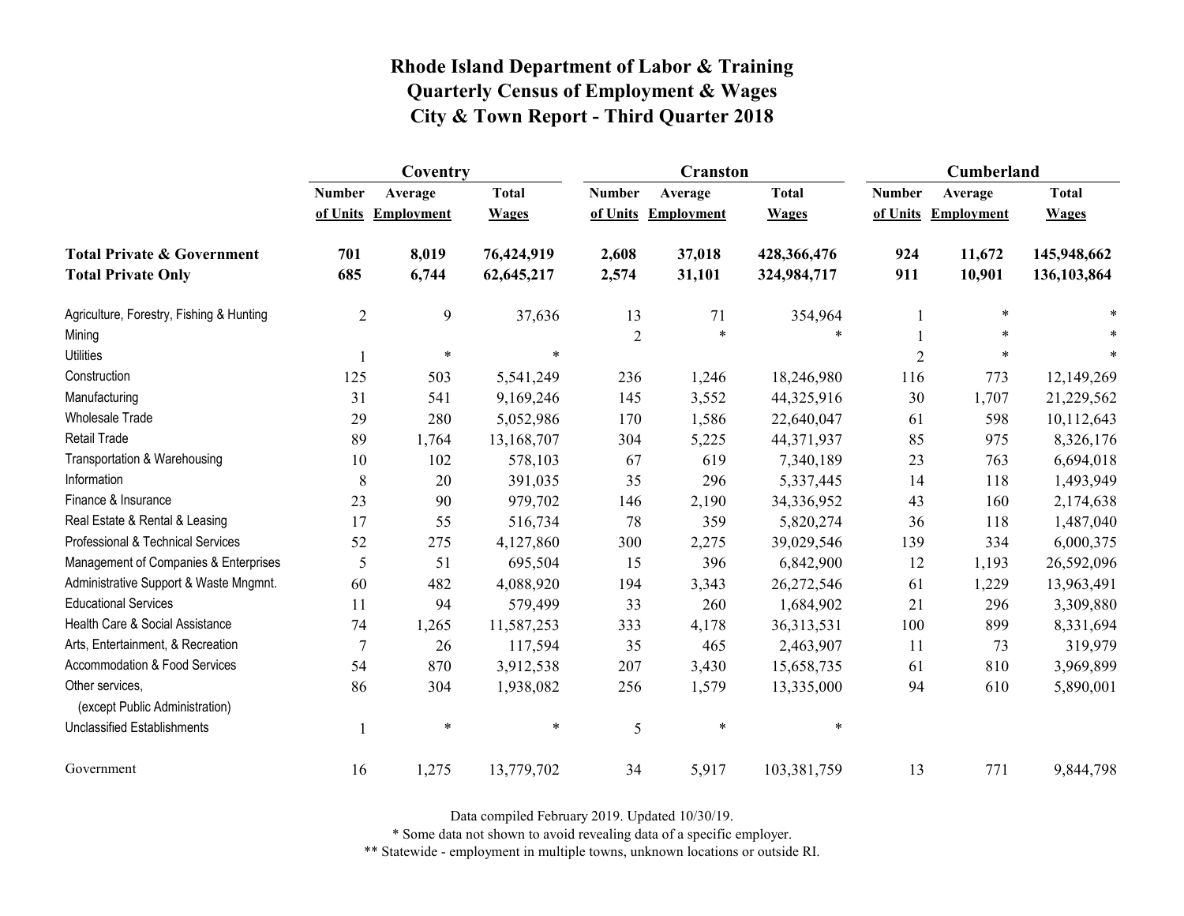# Rhode Island Department of Labor & Training
## Quarterly Census of Employment & Wages
## City & Town Report - Third Quarter 2018

| | Coventry | | | Cranston | | | Cumberland | | |
|---|---|---|---|---|---|---|---|---|---|
| | Number of Units | Average Employment | Total Wages | Number of Units | Average Employment | Total Wages | Number of Units | Average Employment | Total Wages |
| **Total Private & Government** | **701** | **8,019** | **76,424,919** | **2,608** | **37,018** | **428,366,476** | **924** | **11,672** | **145,948,662** |
| **Total Private Only** | **685** | **6,744** | **62,645,217** | **2,574** | **31,101** | **324,984,717** | **911** | **10,901** | **136,103,864** |
| Agriculture, Forestry, Fishing & Hunting | 2 | 9 | 37,636 | 13 | 71 | 354,964 | 1 | * | * |
| Mining | | | | 2 | * | * | 1 | * | * |
| Utilities | 1 | * | * | | | | 2 | * | * |
| Construction | 125 | 503 | 5,541,249 | 236 | 1,246 | 18,246,980 | 116 | 773 | 12,149,269 |
| Manufacturing | 31 | 541 | 9,169,246 | 145 | 3,552 | 44,325,916 | 30 | 1,707 | 21,229,562 |
| Wholesale Trade | 29 | 280 | 5,052,986 | 170 | 1,586 | 22,640,047 | 61 | 598 | 10,112,643 |
| Retail Trade | 89 | 1,764 | 13,168,707 | 304 | 5,225 | 44,371,937 | 85 | 975 | 8,326,176 |
| Transportation & Warehousing | 10 | 102 | 578,103 | 67 | 619 | 7,340,189 | 23 | 763 | 6,694,018 |
| Information | 8 | 20 | 391,035 | 35 | 296 | 5,337,445 | 14 | 118 | 1,493,949 |
| Finance & Insurance | 23 | 90 | 979,702 | 146 | 2,190 | 34,336,952 | 43 | 160 | 2,174,638 |
| Real Estate & Rental & Leasing | 17 | 55 | 516,734 | 78 | 359 | 5,820,274 | 36 | 118 | 1,487,040 |
| Professional & Technical Services | 52 | 275 | 4,127,860 | 300 | 2,275 | 39,029,546 | 139 | 334 | 6,000,375 |
| Management of Companies & Enterprises | 5 | 51 | 695,504 | 15 | 396 | 6,842,900 | 12 | 1,193 | 26,592,096 |
| Administrative Support & Waste Mngmnt. | 60 | 482 | 4,088,920 | 194 | 3,343 | 26,272,546 | 61 | 1,229 | 13,963,491 |
| Educational Services | 11 | 94 | 579,499 | 33 | 260 | 1,684,902 | 21 | 296 | 3,309,880 |
| Health Care & Social Assistance | 74 | 1,265 | 11,587,253 | 333 | 4,178 | 36,313,531 | 100 | 899 | 8,331,694 |
| Arts, Entertainment, & Recreation | 7 | 26 | 117,594 | 35 | 465 | 2,463,907 | 11 | 73 | 319,979 |
| Accommodation & Food Services | 54 | 870 | 3,912,538 | 207 | 3,430 | 15,658,735 | 61 | 810 | 3,969,899 |
| Other services, (except Public Administration) | 86 | 304 | 1,938,082 | 256 | 1,579 | 13,335,000 | 94 | 610 | 5,890,001 |
| Unclassified Establishments | 1 | * | * | 5 | * | * | | | |
| Government | 16 | 1,275 | 13,779,702 | 34 | 5,917 | 103,381,759 | 13 | 771 | 9,844,798 |

Data compiled February 2019. Updated 10/30/19.

\* Some data not shown to avoid revealing data of a specific employer.

\*\* Statewide - employment in multiple towns, unknown locations or outside RI.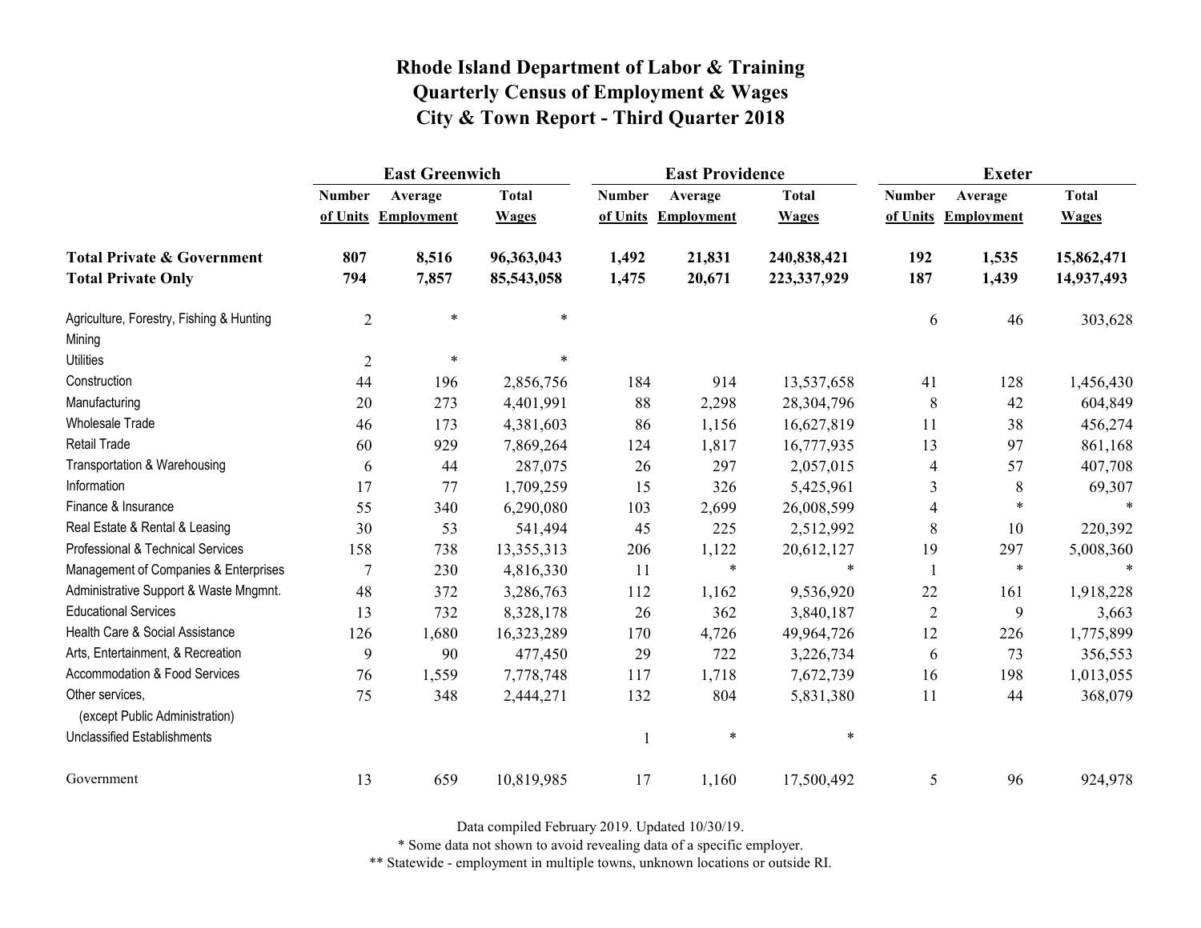# Rhode Island Department of Labor & Training
# Quarterly Census of Employment & Wages
# City & Town Report - Third Quarter 2018

| | East Greenwich | | | East Providence | | | Exeter | | |
|---|---|---|---|---|---|---|---|---|---|
| | Number of Units | Average Employment | Total Wages | Number of Units | Average Employment | Total Wages | Number of Units | Average Employment | Total Wages |
| **Total Private & Government** | **807** | **8,516** | **96,363,043** | **1,492** | **21,831** | **240,838,421** | **192** | **1,535** | **15,862,471** |
| **Total Private Only** | **794** | **7,857** | **85,543,058** | **1,475** | **20,671** | **223,337,929** | **187** | **1,439** | **14,937,493** |
| Agriculture, Forestry, Fishing & Hunting | 2 | * | * | | | | 6 | 46 | 303,628 |
| Mining | | | | | | | | | |
| Utilities | 2 | * | * | | | | | | |
| Construction | 44 | 196 | 2,856,756 | 184 | 914 | 13,537,658 | 41 | 128 | 1,456,430 |
| Manufacturing | 20 | 273 | 4,401,991 | 88 | 2,298 | 28,304,796 | 8 | 42 | 604,849 |
| Wholesale Trade | 46 | 173 | 4,381,603 | 86 | 1,156 | 16,627,819 | 11 | 38 | 456,274 |
| Retail Trade | 60 | 929 | 7,869,264 | 124 | 1,817 | 16,777,935 | 13 | 97 | 861,168 |
| Transportation & Warehousing | 6 | 44 | 287,075 | 26 | 297 | 2,057,015 | 4 | 57 | 407,708 |
| Information | 17 | 77 | 1,709,259 | 15 | 326 | 5,425,961 | 3 | 8 | 69,307 |
| Finance & Insurance | 55 | 340 | 6,290,080 | 103 | 2,699 | 26,008,599 | 4 | * | * |
| Real Estate & Rental & Leasing | 30 | 53 | 541,494 | 45 | 225 | 2,512,992 | 8 | 10 | 220,392 |
| Professional & Technical Services | 158 | 738 | 13,355,313 | 206 | 1,122 | 20,612,127 | 19 | 297 | 5,008,360 |
| Management of Companies & Enterprises | 7 | 230 | 4,816,330 | 11 | * | * | 1 | * | * |
| Administrative Support & Waste Mngmnt. | 48 | 372 | 3,286,763 | 112 | 1,162 | 9,536,920 | 22 | 161 | 1,918,228 |
| Educational Services | 13 | 732 | 8,328,178 | 26 | 362 | 3,840,187 | 2 | 9 | 3,663 |
| Health Care & Social Assistance | 126 | 1,680 | 16,323,289 | 170 | 4,726 | 49,964,726 | 12 | 226 | 1,775,899 |
| Arts, Entertainment, & Recreation | 9 | 90 | 477,450 | 29 | 722 | 3,226,734 | 6 | 73 | 356,553 |
| Accommodation & Food Services | 76 | 1,559 | 7,778,748 | 117 | 1,718 | 7,672,739 | 16 | 198 | 1,013,055 |
| Other services, (except Public Administration) | 75 | 348 | 2,444,271 | 132 | 804 | 5,831,380 | 11 | 44 | 368,079 |
| Unclassified Establishments | | | | 1 | * | * | | | |
| Government | 13 | 659 | 10,819,985 | 17 | 1,160 | 17,500,492 | 5 | 96 | 924,978 |

Data compiled February 2019. Updated 10/30/19.

* Some data not shown to avoid revealing data of a specific employer.

** Statewide - employment in multiple towns, unknown locations or outside RI.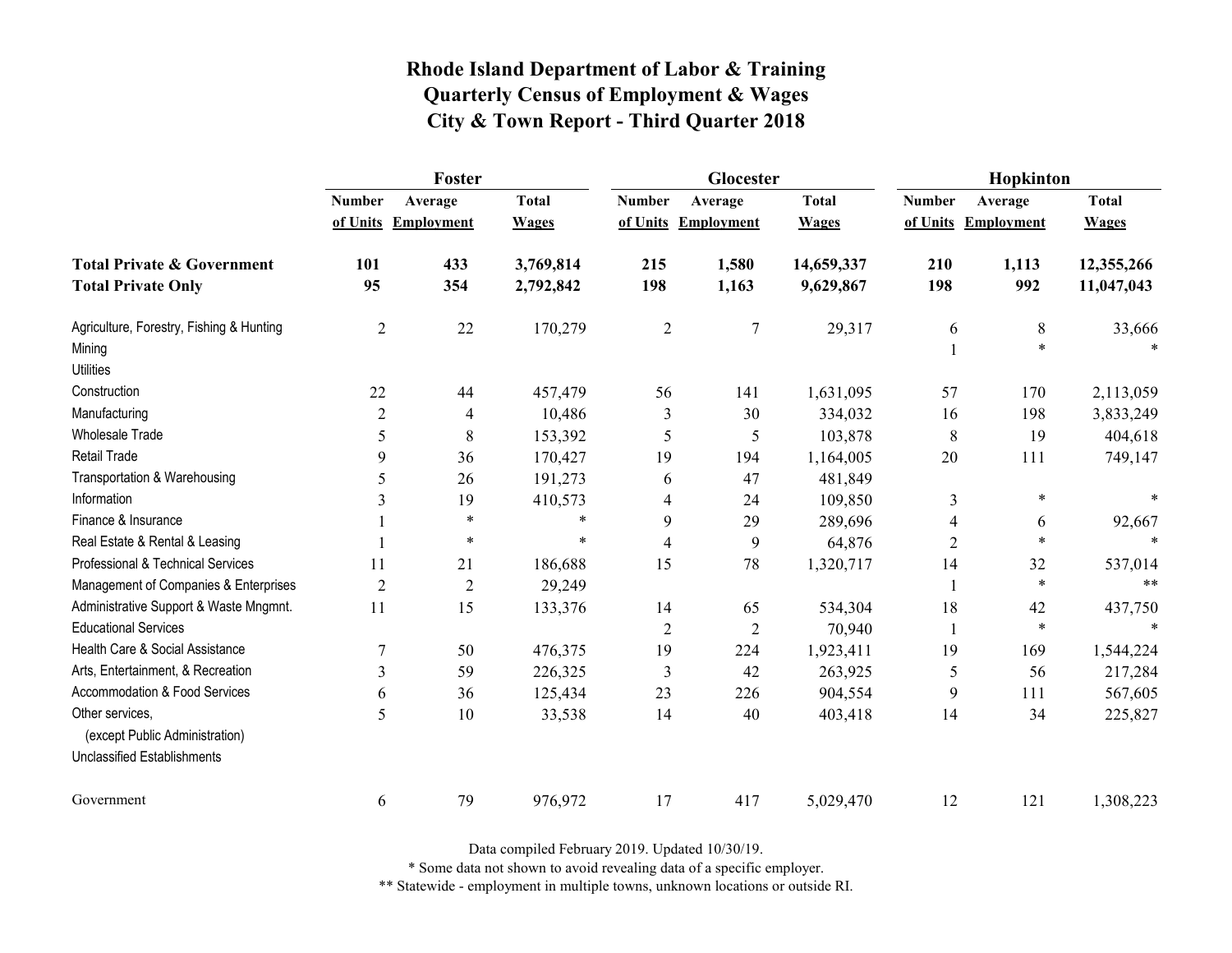# Rhode Island Department of Labor & Training
# Quarterly Census of Employment & Wages
# City & Town Report - Third Quarter 2018

| | Foster | | | Glocester | | | Hopkinton | | |
|---|---|---|---|---|---|---|---|---|---|
| | Number of Units | Average Employment | Total Wages | Number of Units | Average Employment | Total Wages | Number of Units | Average Employment | Total Wages |
| **Total Private & Government** | **101** | **433** | **3,769,814** | **215** | **1,580** | **14,659,337** | **210** | **1,113** | **12,355,266** |
| **Total Private Only** | **95** | **354** | **2,792,842** | **198** | **1,163** | **9,629,867** | **198** | **992** | **11,047,043** |
| Agriculture, Forestry, Fishing & Hunting | 2 | 22 | 170,279 | 2 | 7 | 29,317 | 6 | 8 | 33,666 |
| Mining | | | | | | | 1 | * | * |
| Utilities | | | | | | | | | |
| Construction | 22 | 44 | 457,479 | 56 | 141 | 1,631,095 | 57 | 170 | 2,113,059 |
| Manufacturing | 2 | 4 | 10,486 | 3 | 30 | 334,032 | 16 | 198 | 3,833,249 |
| Wholesale Trade | 5 | 8 | 153,392 | 5 | 5 | 103,878 | 8 | 19 | 404,618 |
| Retail Trade | 9 | 36 | 170,427 | 19 | 194 | 1,164,005 | 20 | 111 | 749,147 |
| Transportation & Warehousing | 5 | 26 | 191,273 | 6 | 47 | 481,849 | | | |
| Information | 3 | 19 | 410,573 | 4 | 24 | 109,850 | 3 | * | * |
| Finance & Insurance | 1 | * | * | 9 | 29 | 289,696 | 4 | 6 | 92,667 |
| Real Estate & Rental & Leasing | 1 | * | * | 4 | 9 | 64,876 | 2 | * | * |
| Professional & Technical Services | 11 | 21 | 186,688 | 15 | 78 | 1,320,717 | 14 | 32 | 537,014 |
| Management of Companies & Enterprises | 2 | 2 | 29,249 | | | | 1 | * | ** |
| Administrative Support & Waste Mngmnt. | 11 | 15 | 133,376 | 14 | 65 | 534,304 | 18 | 42 | 437,750 |
| Educational Services | | | | 2 | 2 | 70,940 | 1 | * | * |
| Health Care & Social Assistance | 7 | 50 | 476,375 | 19 | 224 | 1,923,411 | 19 | 169 | 1,544,224 |
| Arts, Entertainment, & Recreation | 3 | 59 | 226,325 | 3 | 42 | 263,925 | 5 | 56 | 217,284 |
| Accommodation & Food Services | 6 | 36 | 125,434 | 23 | 226 | 904,554 | 9 | 111 | 567,605 |
| Other services, (except Public Administration) | 5 | 10 | 33,538 | 14 | 40 | 403,418 | 14 | 34 | 225,827 |
| Unclassified Establishments | | | | | | | | | |
| Government | 6 | 79 | 976,972 | 17 | 417 | 5,029,470 | 12 | 121 | 1,308,223 |

Data compiled February 2019. Updated 10/30/19.

\* Some data not shown to avoid revealing data of a specific employer.

\*\* Statewide - employment in multiple towns, unknown locations or outside RI.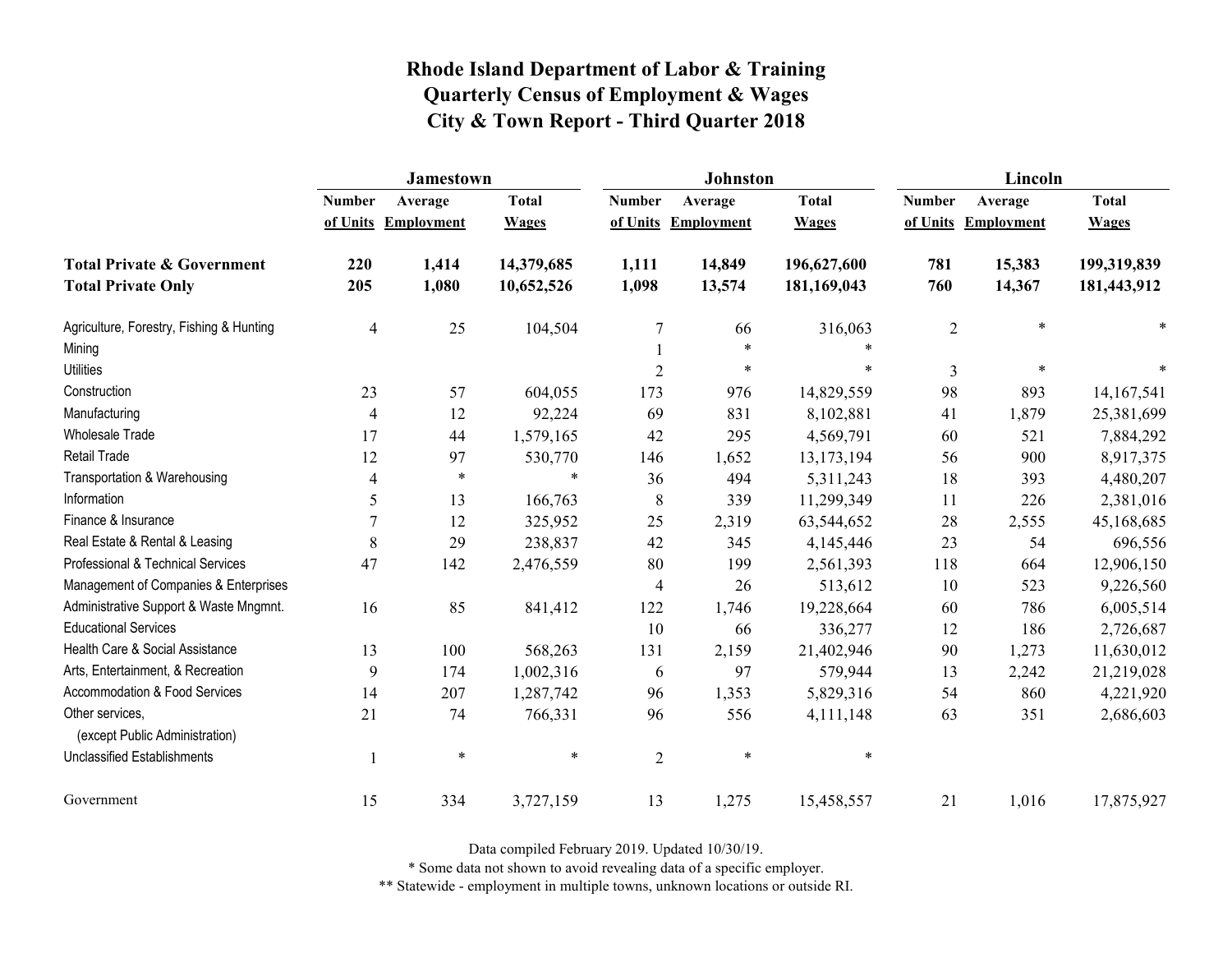# Rhode Island Department of Labor & Training
## Quarterly Census of Employment & Wages
## City & Town Report - Third Quarter 2018

| | Jamestown | | | Johnston | | | Lincoln | | |
|---|---|---|---|---|---|---|---|---|---|
| | Number of Units | Average Employment | Total Wages | Number of Units | Average Employment | Total Wages | Number of Units | Average Employment | Total Wages |
| **Total Private & Government** | **220** | **1,414** | **14,379,685** | **1,111** | **14,849** | **196,627,600** | **781** | **15,383** | **199,319,839** |
| **Total Private Only** | **205** | **1,080** | **10,652,526** | **1,098** | **13,574** | **181,169,043** | **760** | **14,367** | **181,443,912** |
| Agriculture, Forestry, Fishing & Hunting | 4 | 25 | 104,504 | 7 | 66 | 316,063 | 2 | * | * |
| Mining | | | | 1 | * | * | | | |
| Utilities | | | | 2 | * | * | 3 | * | * |
| Construction | 23 | 57 | 604,055 | 173 | 976 | 14,829,559 | 98 | 893 | 14,167,541 |
| Manufacturing | 4 | 12 | 92,224 | 69 | 831 | 8,102,881 | 41 | 1,879 | 25,381,699 |
| Wholesale Trade | 17 | 44 | 1,579,165 | 42 | 295 | 4,569,791 | 60 | 521 | 7,884,292 |
| Retail Trade | 12 | 97 | 530,770 | 146 | 1,652 | 13,173,194 | 56 | 900 | 8,917,375 |
| Transportation & Warehousing | 4 | * | * | 36 | 494 | 5,311,243 | 18 | 393 | 4,480,207 |
| Information | 5 | 13 | 166,763 | 8 | 339 | 11,299,349 | 11 | 226 | 2,381,016 |
| Finance & Insurance | 7 | 12 | 325,952 | 25 | 2,319 | 63,544,652 | 28 | 2,555 | 45,168,685 |
| Real Estate & Rental & Leasing | 8 | 29 | 238,837 | 42 | 345 | 4,145,446 | 23 | 54 | 696,556 |
| Professional & Technical Services | 47 | 142 | 2,476,559 | 80 | 199 | 2,561,393 | 118 | 664 | 12,906,150 |
| Management of Companies & Enterprises | | | | 4 | 26 | 513,612 | 10 | 523 | 9,226,560 |
| Administrative Support & Waste Mngmnt. | 16 | 85 | 841,412 | 122 | 1,746 | 19,228,664 | 60 | 786 | 6,005,514 |
| Educational Services | | | | 10 | 66 | 336,277 | 12 | 186 | 2,726,687 |
| Health Care & Social Assistance | 13 | 100 | 568,263 | 131 | 2,159 | 21,402,946 | 90 | 1,273 | 11,630,012 |
| Arts, Entertainment, & Recreation | 9 | 174 | 1,002,316 | 6 | 97 | 579,944 | 13 | 2,242 | 21,219,028 |
| Accommodation & Food Services | 14 | 207 | 1,287,742 | 96 | 1,353 | 5,829,316 | 54 | 860 | 4,221,920 |
| Other services, (except Public Administration) | 21 | 74 | 766,331 | 96 | 556 | 4,111,148 | 63 | 351 | 2,686,603 |
| Unclassified Establishments | 1 | * | * | 2 | * | * | | | |
| Government | 15 | 334 | 3,727,159 | 13 | 1,275 | 15,458,557 | 21 | 1,016 | 17,875,927 |

Data compiled February 2019. Updated 10/30/19.

* Some data not shown to avoid revealing data of a specific employer.

** Statewide - employment in multiple towns, unknown locations or outside RI.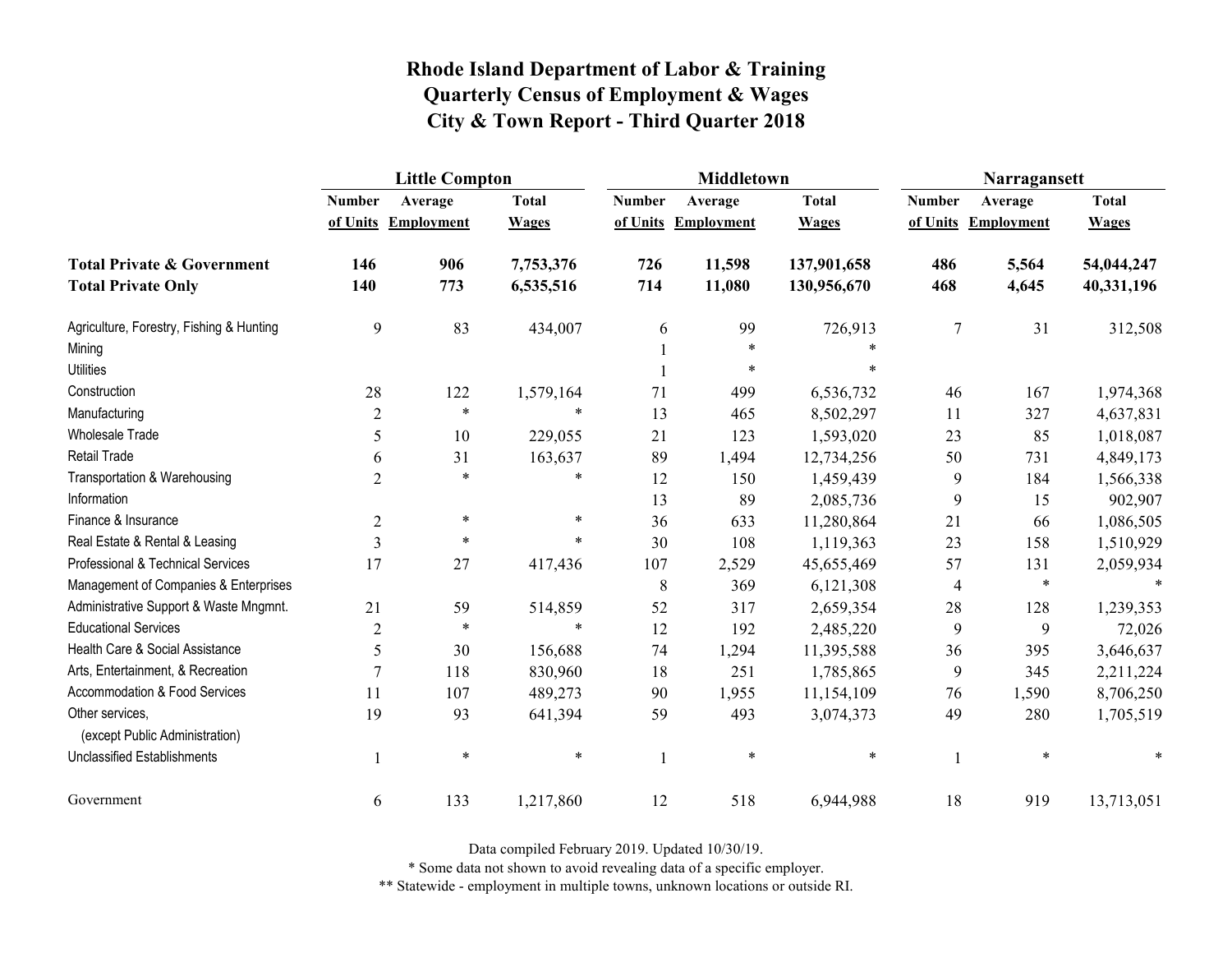# Rhode Island Department of Labor & Training
## Quarterly Census of Employment & Wages
## City & Town Report - Third Quarter 2018

| | Little Compton | | | Middletown | | | Narragansett | | |
|---|---|---|---|---|---|---|---|---|---|
| | Number of Units | Average Employment | Total Wages | Number of Units | Average Employment | Total Wages | Number of Units | Average Employment | Total Wages |
| **Total Private & Government** | **146** | **906** | **7,753,376** | **726** | **11,598** | **137,901,658** | **486** | **5,564** | **54,044,247** |
| **Total Private Only** | **140** | **773** | **6,535,516** | **714** | **11,080** | **130,956,670** | **468** | **4,645** | **40,331,196** |
| Agriculture, Forestry, Fishing & Hunting | 9 | 83 | 434,007 | 6 | 99 | 726,913 | 7 | 31 | 312,508 |
| Mining | | | | 1 | * | * | | | |
| Utilities | | | | 1 | * | * | | | |
| Construction | 28 | 122 | 1,579,164 | 71 | 499 | 6,536,732 | 46 | 167 | 1,974,368 |
| Manufacturing | 2 | * | * | 13 | 465 | 8,502,297 | 11 | 327 | 4,637,831 |
| Wholesale Trade | 5 | 10 | 229,055 | 21 | 123 | 1,593,020 | 23 | 85 | 1,018,087 |
| Retail Trade | 6 | 31 | 163,637 | 89 | 1,494 | 12,734,256 | 50 | 731 | 4,849,173 |
| Transportation & Warehousing | 2 | * | * | 12 | 150 | 1,459,439 | 9 | 184 | 1,566,338 |
| Information | | | | 13 | 89 | 2,085,736 | 9 | 15 | 902,907 |
| Finance & Insurance | 2 | * | * | 36 | 633 | 11,280,864 | 21 | 66 | 1,086,505 |
| Real Estate & Rental & Leasing | 3 | * | * | 30 | 108 | 1,119,363 | 23 | 158 | 1,510,929 |
| Professional & Technical Services | 17 | 27 | 417,436 | 107 | 2,529 | 45,655,469 | 57 | 131 | 2,059,934 |
| Management of Companies & Enterprises | | | | 8 | 369 | 6,121,308 | 4 | * | * |
| Administrative Support & Waste Mngmnt. | 21 | 59 | 514,859 | 52 | 317 | 2,659,354 | 28 | 128 | 1,239,353 |
| Educational Services | 2 | * | * | 12 | 192 | 2,485,220 | 9 | 9 | 72,026 |
| Health Care & Social Assistance | 5 | 30 | 156,688 | 74 | 1,294 | 11,395,588 | 36 | 395 | 3,646,637 |
| Arts, Entertainment, & Recreation | 7 | 118 | 830,960 | 18 | 251 | 1,785,865 | 9 | 345 | 2,211,224 |
| Accommodation & Food Services | 11 | 107 | 489,273 | 90 | 1,955 | 11,154,109 | 76 | 1,590 | 8,706,250 |
| Other services, (except Public Administration) | 19 | 93 | 641,394 | 59 | 493 | 3,074,373 | 49 | 280 | 1,705,519 |
| Unclassified Establishments | 1 | * | * | 1 | * | * | 1 | * | * |
| Government | 6 | 133 | 1,217,860 | 12 | 518 | 6,944,988 | 18 | 919 | 13,713,051 |

Data compiled February 2019. Updated 10/30/19.

* Some data not shown to avoid revealing data of a specific employer.

** Statewide - employment in multiple towns, unknown locations or outside RI.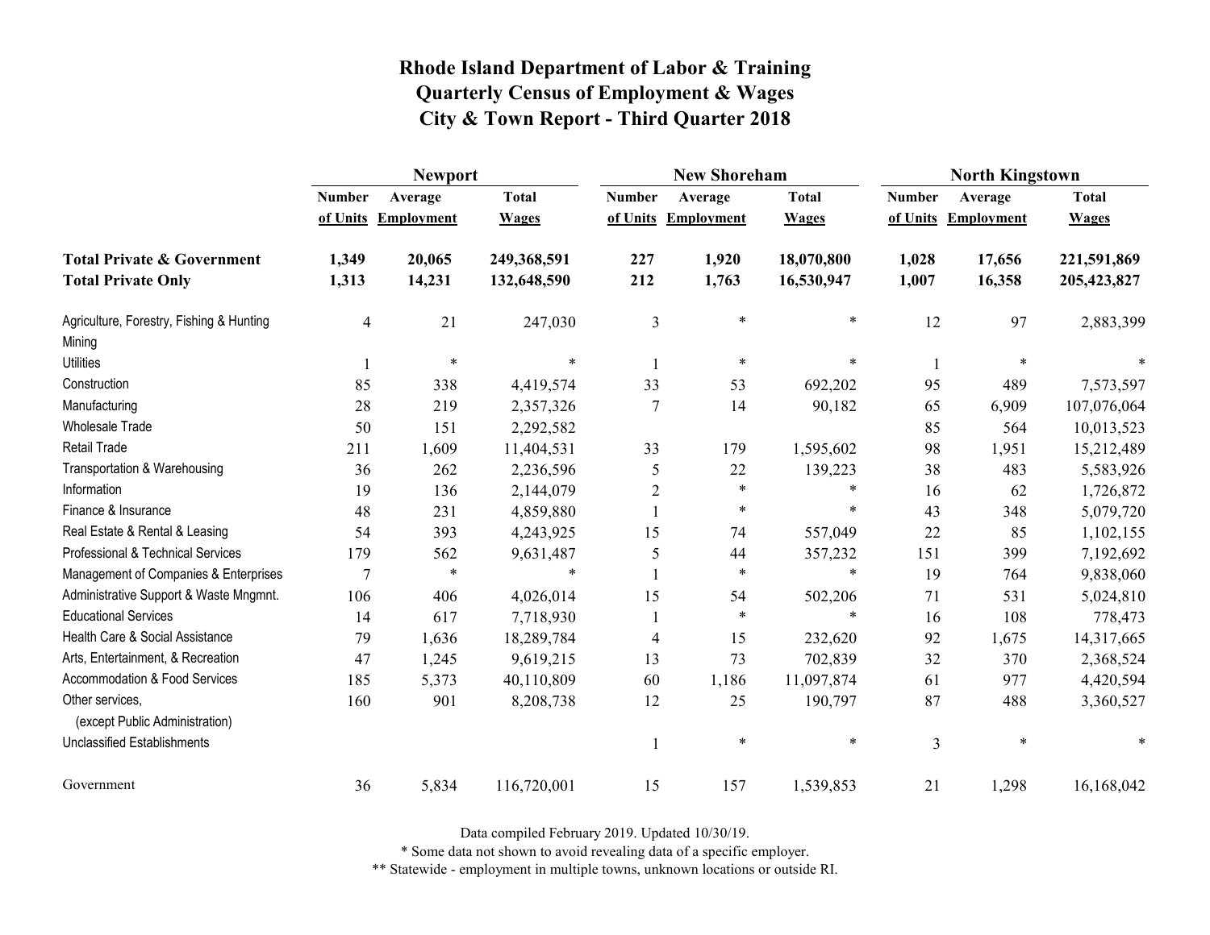# Rhode Island Department of Labor & Training
## Quarterly Census of Employment & Wages
## City & Town Report - Third Quarter 2018

| | Newport | | | New Shoreham | | | North Kingstown | | |
|---|---|---|---|---|---|---|---|---|---|
| | Number of Units | Average Employment | Total Wages | Number of Units | Average Employment | Total Wages | Number of Units | Average Employment | Total Wages |
| **Total Private & Government** | **1,349** | **20,065** | **249,368,591** | **227** | **1,920** | **18,070,800** | **1,028** | **17,656** | **221,591,869** |
| **Total Private Only** | **1,313** | **14,231** | **132,648,590** | **212** | **1,763** | **16,530,947** | **1,007** | **16,358** | **205,423,827** |
| Agriculture, Forestry, Fishing & Hunting | 4 | 21 | 247,030 | 3 | * | * | 12 | 97 | 2,883,399 |
| Mining | | | | | | | | | |
| Utilities | 1 | * | * | 1 | * | * | 1 | * | * |
| Construction | 85 | 338 | 4,419,574 | 33 | 53 | 692,202 | 95 | 489 | 7,573,597 |
| Manufacturing | 28 | 219 | 2,357,326 | 7 | 14 | 90,182 | 65 | 6,909 | 107,076,064 |
| Wholesale Trade | 50 | 151 | 2,292,582 | | | | 85 | 564 | 10,013,523 |
| Retail Trade | 211 | 1,609 | 11,404,531 | 33 | 179 | 1,595,602 | 98 | 1,951 | 15,212,489 |
| Transportation & Warehousing | 36 | 262 | 2,236,596 | 5 | 22 | 139,223 | 38 | 483 | 5,583,926 |
| Information | 19 | 136 | 2,144,079 | 2 | * | * | 16 | 62 | 1,726,872 |
| Finance & Insurance | 48 | 231 | 4,859,880 | 1 | * | * | 43 | 348 | 5,079,720 |
| Real Estate & Rental & Leasing | 54 | 393 | 4,243,925 | 15 | 74 | 557,049 | 22 | 85 | 1,102,155 |
| Professional & Technical Services | 179 | 562 | 9,631,487 | 5 | 44 | 357,232 | 151 | 399 | 7,192,692 |
| Management of Companies & Enterprises | 7 | * | * | 1 | * | * | 19 | 764 | 9,838,060 |
| Administrative Support & Waste Mngmnt. | 106 | 406 | 4,026,014 | 15 | 54 | 502,206 | 71 | 531 | 5,024,810 |
| Educational Services | 14 | 617 | 7,718,930 | 1 | * | * | 16 | 108 | 778,473 |
| Health Care & Social Assistance | 79 | 1,636 | 18,289,784 | 4 | 15 | 232,620 | 92 | 1,675 | 14,317,665 |
| Arts, Entertainment, & Recreation | 47 | 1,245 | 9,619,215 | 13 | 73 | 702,839 | 32 | 370 | 2,368,524 |
| Accommodation & Food Services | 185 | 5,373 | 40,110,809 | 60 | 1,186 | 11,097,874 | 61 | 977 | 4,420,594 |
| Other services, (except Public Administration) | 160 | 901 | 8,208,738 | 12 | 25 | 190,797 | 87 | 488 | 3,360,527 |
| Unclassified Establishments | | | | 1 | * | * | 3 | * | * |
| Government | 36 | 5,834 | 116,720,001 | 15 | 157 | 1,539,853 | 21 | 1,298 | 16,168,042 |

Data compiled February 2019. Updated 10/30/19.

* Some data not shown to avoid revealing data of a specific employer.

** Statewide - employment in multiple towns, unknown locations or outside RI.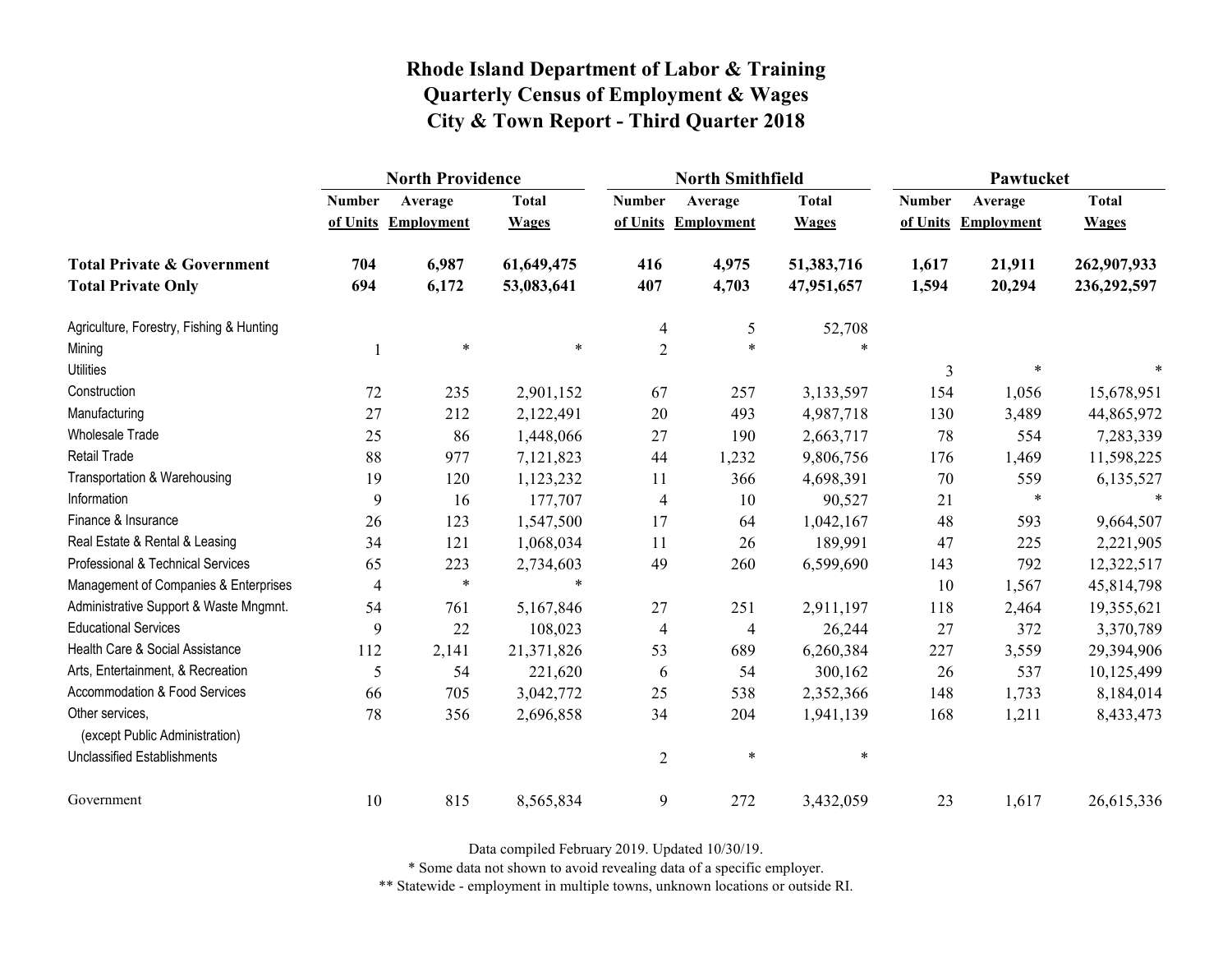# Rhode Island Department of Labor & Training
# Quarterly Census of Employment & Wages
# City & Town Report - Third Quarter 2018

| | North Providence | | | North Smithfield | | | Pawtucket | | |
|---|---|---|---|---|---|---|---|---|---|
| | Number of Units | Average Employment | Total Wages | Number of Units | Average Employment | Total Wages | Number of Units | Average Employment | Total Wages |
| **Total Private & Government** | **704** | **6,987** | **61,649,475** | **416** | **4,975** | **51,383,716** | **1,617** | **21,911** | **262,907,933** |
| **Total Private Only** | **694** | **6,172** | **53,083,641** | **407** | **4,703** | **47,951,657** | **1,594** | **20,294** | **236,292,597** |
| Agriculture, Forestry, Fishing & Hunting | | | | 4 | 5 | 52,708 | | | |
| Mining | 1 | * | * | 2 | * | * | | | |
| Utilities | | | | | | | 3 | * | * |
| Construction | 72 | 235 | 2,901,152 | 67 | 257 | 3,133,597 | 154 | 1,056 | 15,678,951 |
| Manufacturing | 27 | 212 | 2,122,491 | 20 | 493 | 4,987,718 | 130 | 3,489 | 44,865,972 |
| Wholesale Trade | 25 | 86 | 1,448,066 | 27 | 190 | 2,663,717 | 78 | 554 | 7,283,339 |
| Retail Trade | 88 | 977 | 7,121,823 | 44 | 1,232 | 9,806,756 | 176 | 1,469 | 11,598,225 |
| Transportation & Warehousing | 19 | 120 | 1,123,232 | 11 | 366 | 4,698,391 | 70 | 559 | 6,135,527 |
| Information | 9 | 16 | 177,707 | 4 | 10 | 90,527 | 21 | * | * |
| Finance & Insurance | 26 | 123 | 1,547,500 | 17 | 64 | 1,042,167 | 48 | 593 | 9,664,507 |
| Real Estate & Rental & Leasing | 34 | 121 | 1,068,034 | 11 | 26 | 189,991 | 47 | 225 | 2,221,905 |
| Professional & Technical Services | 65 | 223 | 2,734,603 | 49 | 260 | 6,599,690 | 143 | 792 | 12,322,517 |
| Management of Companies & Enterprises | 4 | * | * | | | | 10 | 1,567 | 45,814,798 |
| Administrative Support & Waste Mngmnt. | 54 | 761 | 5,167,846 | 27 | 251 | 2,911,197 | 118 | 2,464 | 19,355,621 |
| Educational Services | 9 | 22 | 108,023 | 4 | 4 | 26,244 | 27 | 372 | 3,370,789 |
| Health Care & Social Assistance | 112 | 2,141 | 21,371,826 | 53 | 689 | 6,260,384 | 227 | 3,559 | 29,394,906 |
| Arts, Entertainment, & Recreation | 5 | 54 | 221,620 | 6 | 54 | 300,162 | 26 | 537 | 10,125,499 |
| Accommodation & Food Services | 66 | 705 | 3,042,772 | 25 | 538 | 2,352,366 | 148 | 1,733 | 8,184,014 |
| Other services, (except Public Administration) | 78 | 356 | 2,696,858 | 34 | 204 | 1,941,139 | 168 | 1,211 | 8,433,473 |
| Unclassified Establishments | | | | 2 | * | * | | | |
| Government | 10 | 815 | 8,565,834 | 9 | 272 | 3,432,059 | 23 | 1,617 | 26,615,336 |

Data compiled February 2019. Updated 10/30/19.

* Some data not shown to avoid revealing data of a specific employer.

** Statewide - employment in multiple towns, unknown locations or outside RI.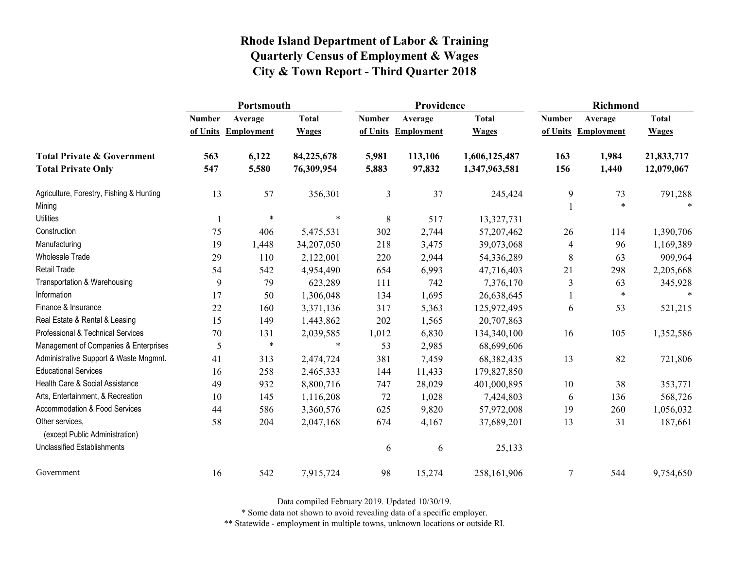# Rhode Island Department of Labor & Training
## Quarterly Census of Employment & Wages
## City & Town Report - Third Quarter 2018

| | Portsmouth | | | Providence | | | Richmond | | |
|---|---|---|---|---|---|---|---|---|---|
| | Number of Units | Average Employment | Total Wages | Number of Units | Average Employment | Total Wages | Number of Units | Average Employment | Total Wages |
| **Total Private & Government** | **563** | **6,122** | **84,225,678** | **5,981** | **113,106** | **1,606,125,487** | **163** | **1,984** | **21,833,717** |
| **Total Private Only** | **547** | **5,580** | **76,309,954** | **5,883** | **97,832** | **1,347,963,581** | **156** | **1,440** | **12,079,067** |
| Agriculture, Forestry, Fishing & Hunting | 13 | 57 | 356,301 | 3 | 37 | 245,424 | 9 | 73 | 791,288 |
| Mining | | | | | | | 1 | * | * |
| Utilities | 1 | * | * | 8 | 517 | 13,327,731 | | | |
| Construction | 75 | 406 | 5,475,531 | 302 | 2,744 | 57,207,462 | 26 | 114 | 1,390,706 |
| Manufacturing | 19 | 1,448 | 34,207,050 | 218 | 3,475 | 39,073,068 | 4 | 96 | 1,169,389 |
| Wholesale Trade | 29 | 110 | 2,122,001 | 220 | 2,944 | 54,336,289 | 8 | 63 | 909,964 |
| Retail Trade | 54 | 542 | 4,954,490 | 654 | 6,993 | 47,716,403 | 21 | 298 | 2,205,668 |
| Transportation & Warehousing | 9 | 79 | 623,289 | 111 | 742 | 7,376,170 | 3 | 63 | 345,928 |
| Information | 17 | 50 | 1,306,048 | 134 | 1,695 | 26,638,645 | 1 | * | * |
| Finance & Insurance | 22 | 160 | 3,371,136 | 317 | 5,363 | 125,972,495 | 6 | 53 | 521,215 |
| Real Estate & Rental & Leasing | 15 | 149 | 1,443,862 | 202 | 1,565 | 20,707,863 | | | |
| Professional & Technical Services | 70 | 131 | 2,039,585 | 1,012 | 6,830 | 134,340,100 | 16 | 105 | 1,352,586 |
| Management of Companies & Enterprises | 5 | * | * | 53 | 2,985 | 68,699,606 | | | |
| Administrative Support & Waste Mngmnt. | 41 | 313 | 2,474,724 | 381 | 7,459 | 68,382,435 | 13 | 82 | 721,806 |
| Educational Services | 16 | 258 | 2,465,333 | 144 | 11,433 | 179,827,850 | | | |
| Health Care & Social Assistance | 49 | 932 | 8,800,716 | 747 | 28,029 | 401,000,895 | 10 | 38 | 353,771 |
| Arts, Entertainment, & Recreation | 10 | 145 | 1,116,208 | 72 | 1,028 | 7,424,803 | 6 | 136 | 568,726 |
| Accommodation & Food Services | 44 | 586 | 3,360,576 | 625 | 9,820 | 57,972,008 | 19 | 260 | 1,056,032 |
| Other services, (except Public Administration) | 58 | 204 | 2,047,168 | 674 | 4,167 | 37,689,201 | 13 | 31 | 187,661 |
| Unclassified Establishments | | | | 6 | 6 | 25,133 | | | |
| Government | 16 | 542 | 7,915,724 | 98 | 15,274 | 258,161,906 | 7 | 544 | 9,754,650 |

Data compiled February 2019. Updated 10/30/19.

* Some data not shown to avoid revealing data of a specific employer.

** Statewide - employment in multiple towns, unknown locations or outside RI.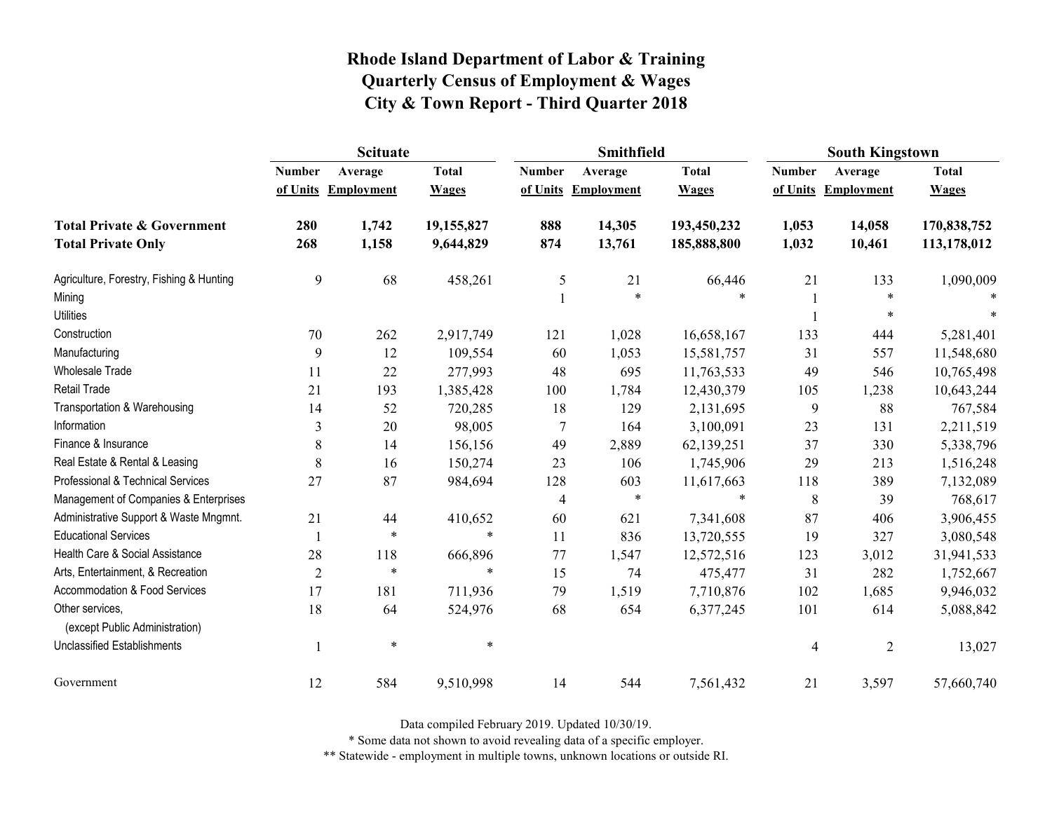# Rhode Island Department of Labor & Training
## Quarterly Census of Employment & Wages
## City & Town Report - Third Quarter 2018

| | Scituate | | | Smithfield | | | South Kingstown | | |
|---|---|---|---|---|---|---|---|---|---|
| | Number of Units | Average Employment | Total Wages | Number of Units | Average Employment | Total Wages | Number of Units | Average Employment | Total Wages |
| **Total Private & Government** | **280** | **1,742** | **19,155,827** | **888** | **14,305** | **193,450,232** | **1,053** | **14,058** | **170,838,752** |
| **Total Private Only** | **268** | **1,158** | **9,644,829** | **874** | **13,761** | **185,888,800** | **1,032** | **10,461** | **113,178,012** |
| Agriculture, Forestry, Fishing & Hunting | 9 | 68 | 458,261 | 5 | 21 | 66,446 | 21 | 133 | 1,090,009 |
| Mining | | | | 1 | * | * | 1 | * | * |
| Utilities | | | | | | | 1 | * | * |
| Construction | 70 | 262 | 2,917,749 | 121 | 1,028 | 16,658,167 | 133 | 444 | 5,281,401 |
| Manufacturing | 9 | 12 | 109,554 | 60 | 1,053 | 15,581,757 | 31 | 557 | 11,548,680 |
| Wholesale Trade | 11 | 22 | 277,993 | 48 | 695 | 11,763,533 | 49 | 546 | 10,765,498 |
| Retail Trade | 21 | 193 | 1,385,428 | 100 | 1,784 | 12,430,379 | 105 | 1,238 | 10,643,244 |
| Transportation & Warehousing | 14 | 52 | 720,285 | 18 | 129 | 2,131,695 | 9 | 88 | 767,584 |
| Information | 3 | 20 | 98,005 | 7 | 164 | 3,100,091 | 23 | 131 | 2,211,519 |
| Finance & Insurance | 8 | 14 | 156,156 | 49 | 2,889 | 62,139,251 | 37 | 330 | 5,338,796 |
| Real Estate & Rental & Leasing | 8 | 16 | 150,274 | 23 | 106 | 1,745,906 | 29 | 213 | 1,516,248 |
| Professional & Technical Services | 27 | 87 | 984,694 | 128 | 603 | 11,617,663 | 118 | 389 | 7,132,089 |
| Management of Companies & Enterprises | | | | 4 | * | * | 8 | 39 | 768,617 |
| Administrative Support & Waste Mngmnt. | 21 | 44 | 410,652 | 60 | 621 | 7,341,608 | 87 | 406 | 3,906,455 |
| Educational Services | 1 | * | * | 11 | 836 | 13,720,555 | 19 | 327 | 3,080,548 |
| Health Care & Social Assistance | 28 | 118 | 666,896 | 77 | 1,547 | 12,572,516 | 123 | 3,012 | 31,941,533 |
| Arts, Entertainment, & Recreation | 2 | * | * | 15 | 74 | 475,477 | 31 | 282 | 1,752,667 |
| Accommodation & Food Services | 17 | 181 | 711,936 | 79 | 1,519 | 7,710,876 | 102 | 1,685 | 9,946,032 |
| Other services, (except Public Administration) | 18 | 64 | 524,976 | 68 | 654 | 6,377,245 | 101 | 614 | 5,088,842 |
| Unclassified Establishments | 1 | * | * | | | | 4 | 2 | 13,027 |
| Government | 12 | 584 | 9,510,998 | 14 | 544 | 7,561,432 | 21 | 3,597 | 57,660,740 |

Data compiled February 2019. Updated 10/30/19.

* Some data not shown to avoid revealing data of a specific employer.

** Statewide - employment in multiple towns, unknown locations or outside RI.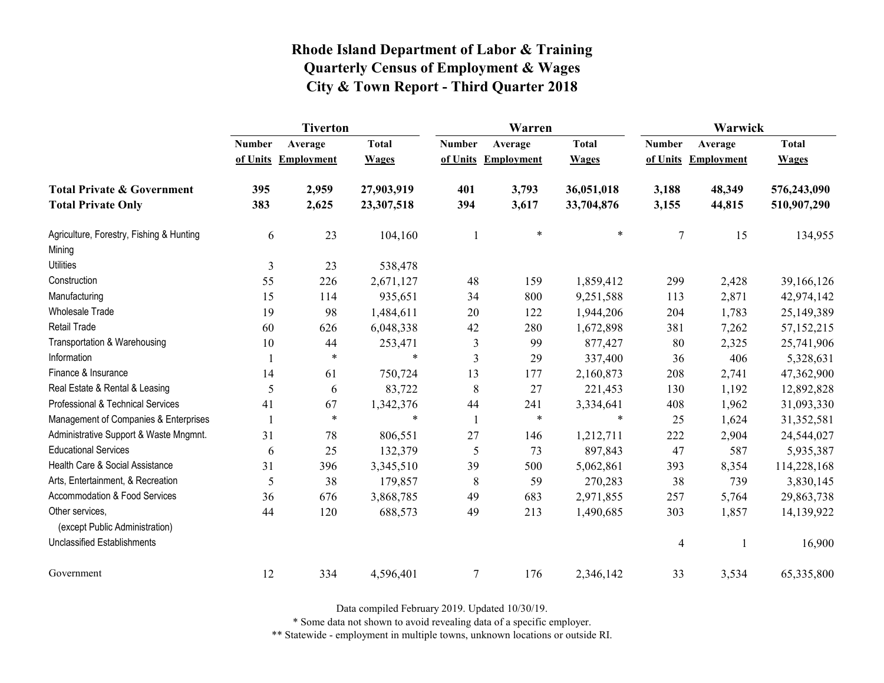# Rhode Island Department of Labor & Training
## Quarterly Census of Employment & Wages
## City & Town Report - Third Quarter 2018

| | Tiverton | | | Warren | | | Warwick | | |
|---|---|---|---|---|---|---|---|---|---|
| | Number of Units | Average Employment | Total Wages | Number of Units | Average Employment | Total Wages | Number of Units | Average Employment | Total Wages |
| **Total Private & Government** | **395** | **2,959** | **27,903,919** | **401** | **3,793** | **36,051,018** | **3,188** | **48,349** | **576,243,090** |
| **Total Private Only** | **383** | **2,625** | **23,307,518** | **394** | **3,617** | **33,704,876** | **3,155** | **44,815** | **510,907,290** |
| Agriculture, Forestry, Fishing & Hunting | 6 | 23 | 104,160 | 1 | * | * | 7 | 15 | 134,955 |
| Mining | | | | | | | | | |
| Utilities | 3 | 23 | 538,478 | | | | | | |
| Construction | 55 | 226 | 2,671,127 | 48 | 159 | 1,859,412 | 299 | 2,428 | 39,166,126 |
| Manufacturing | 15 | 114 | 935,651 | 34 | 800 | 9,251,588 | 113 | 2,871 | 42,974,142 |
| Wholesale Trade | 19 | 98 | 1,484,611 | 20 | 122 | 1,944,206 | 204 | 1,783 | 25,149,389 |
| Retail Trade | 60 | 626 | 6,048,338 | 42 | 280 | 1,672,898 | 381 | 7,262 | 57,152,215 |
| Transportation & Warehousing | 10 | 44 | 253,471 | 3 | 99 | 877,427 | 80 | 2,325 | 25,741,906 |
| Information | 1 | * | * | 3 | 29 | 337,400 | 36 | 406 | 5,328,631 |
| Finance & Insurance | 14 | 61 | 750,724 | 13 | 177 | 2,160,873 | 208 | 2,741 | 47,362,900 |
| Real Estate & Rental & Leasing | 5 | 6 | 83,722 | 8 | 27 | 221,453 | 130 | 1,192 | 12,892,828 |
| Professional & Technical Services | 41 | 67 | 1,342,376 | 44 | 241 | 3,334,641 | 408 | 1,962 | 31,093,330 |
| Management of Companies & Enterprises | 1 | * | * | 1 | * | * | 25 | 1,624 | 31,352,581 |
| Administrative Support & Waste Mngmnt. | 31 | 78 | 806,551 | 27 | 146 | 1,212,711 | 222 | 2,904 | 24,544,027 |
| Educational Services | 6 | 25 | 132,379 | 5 | 73 | 897,843 | 47 | 587 | 5,935,387 |
| Health Care & Social Assistance | 31 | 396 | 3,345,510 | 39 | 500 | 5,062,861 | 393 | 8,354 | 114,228,168 |
| Arts, Entertainment, & Recreation | 5 | 38 | 179,857 | 8 | 59 | 270,283 | 38 | 739 | 3,830,145 |
| Accommodation & Food Services | 36 | 676 | 3,868,785 | 49 | 683 | 2,971,855 | 257 | 5,764 | 29,863,738 |
| Other services, (except Public Administration) | 44 | 120 | 688,573 | 49 | 213 | 1,490,685 | 303 | 1,857 | 14,139,922 |
| Unclassified Establishments | | | | | | | 4 | 1 | 16,900 |
| Government | 12 | 334 | 4,596,401 | 7 | 176 | 2,346,142 | 33 | 3,534 | 65,335,800 |

Data compiled February 2019. Updated 10/30/19.

* Some data not shown to avoid revealing data of a specific employer.

** Statewide - employment in multiple towns, unknown locations or outside RI.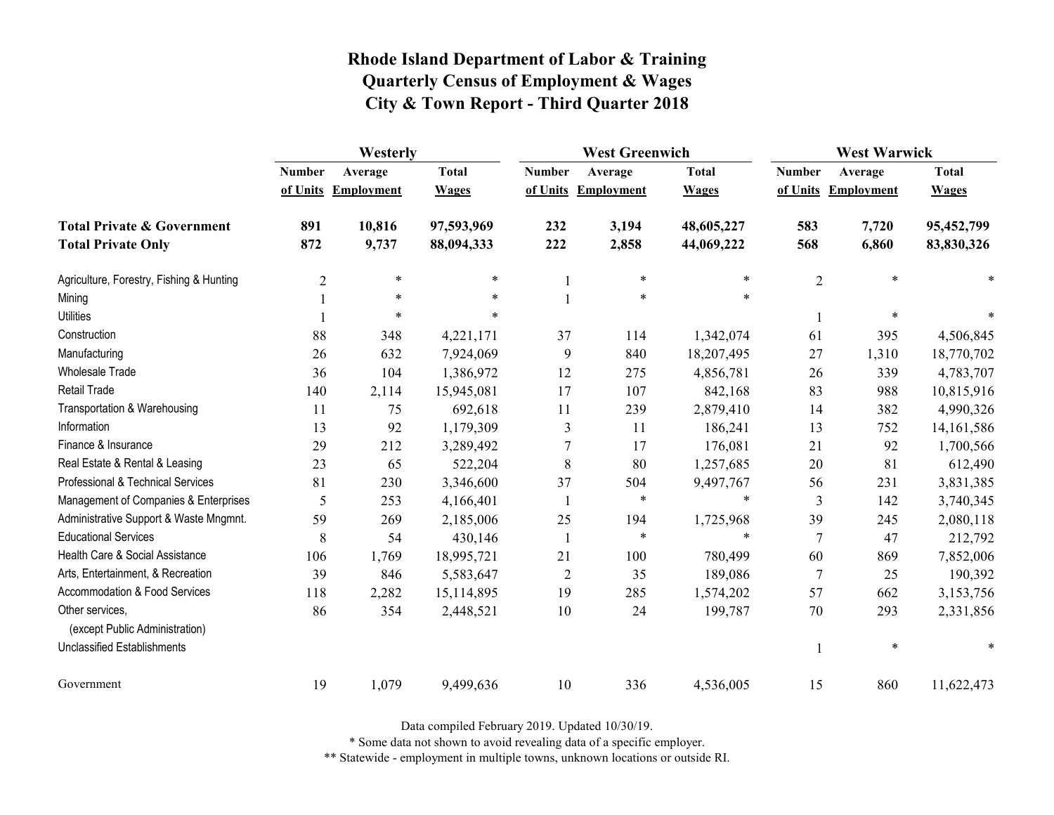# Rhode Island Department of Labor & Training
# Quarterly Census of Employment & Wages
# City & Town Report - Third Quarter 2018

| | Westerly | | | West Greenwich | | | West Warwick | | |
|---|---|---|---|---|---|---|---|---|---|
| | Number of Units | Average Employment | Total Wages | Number of Units | Average Employment | Total Wages | Number of Units | Average Employment | Total Wages |
| **Total Private & Government** | **891** | **10,816** | **97,593,969** | **232** | **3,194** | **48,605,227** | **583** | **7,720** | **95,452,799** |
| **Total Private Only** | **872** | **9,737** | **88,094,333** | **222** | **2,858** | **44,069,222** | **568** | **6,860** | **83,830,326** |
| Agriculture, Forestry, Fishing & Hunting | 2 | * | * | 1 | * | * | 2 | * | * |
| Mining | 1 | * | * | 1 | * | * | | | |
| Utilities | 1 | * | * | | | | 1 | * | * |
| Construction | 88 | 348 | 4,221,171 | 37 | 114 | 1,342,074 | 61 | 395 | 4,506,845 |
| Manufacturing | 26 | 632 | 7,924,069 | 9 | 840 | 18,207,495 | 27 | 1,310 | 18,770,702 |
| Wholesale Trade | 36 | 104 | 1,386,972 | 12 | 275 | 4,856,781 | 26 | 339 | 4,783,707 |
| Retail Trade | 140 | 2,114 | 15,945,081 | 17 | 107 | 842,168 | 83 | 988 | 10,815,916 |
| Transportation & Warehousing | 11 | 75 | 692,618 | 11 | 239 | 2,879,410 | 14 | 382 | 4,990,326 |
| Information | 13 | 92 | 1,179,309 | 3 | 11 | 186,241 | 13 | 752 | 14,161,586 |
| Finance & Insurance | 29 | 212 | 3,289,492 | 7 | 17 | 176,081 | 21 | 92 | 1,700,566 |
| Real Estate & Rental & Leasing | 23 | 65 | 522,204 | 8 | 80 | 1,257,685 | 20 | 81 | 612,490 |
| Professional & Technical Services | 81 | 230 | 3,346,600 | 37 | 504 | 9,497,767 | 56 | 231 | 3,831,385 |
| Management of Companies & Enterprises | 5 | 253 | 4,166,401 | 1 | * | * | 3 | 142 | 3,740,345 |
| Administrative Support & Waste Mngmnt. | 59 | 269 | 2,185,006 | 25 | 194 | 1,725,968 | 39 | 245 | 2,080,118 |
| Educational Services | 8 | 54 | 430,146 | 1 | * | * | 7 | 47 | 212,792 |
| Health Care & Social Assistance | 106 | 1,769 | 18,995,721 | 21 | 100 | 780,499 | 60 | 869 | 7,852,006 |
| Arts, Entertainment, & Recreation | 39 | 846 | 5,583,647 | 2 | 35 | 189,086 | 7 | 25 | 190,392 |
| Accommodation & Food Services | 118 | 2,282 | 15,114,895 | 19 | 285 | 1,574,202 | 57 | 662 | 3,153,756 |
| Other services, (except Public Administration) | 86 | 354 | 2,448,521 | 10 | 24 | 199,787 | 70 | 293 | 2,331,856 |
| Unclassified Establishments | | | | | | | 1 | * | * |
| Government | 19 | 1,079 | 9,499,636 | 10 | 336 | 4,536,005 | 15 | 860 | 11,622,473 |

Data compiled February 2019. Updated 10/30/19.

* Some data not shown to avoid revealing data of a specific employer.

** Statewide - employment in multiple towns, unknown locations or outside RI.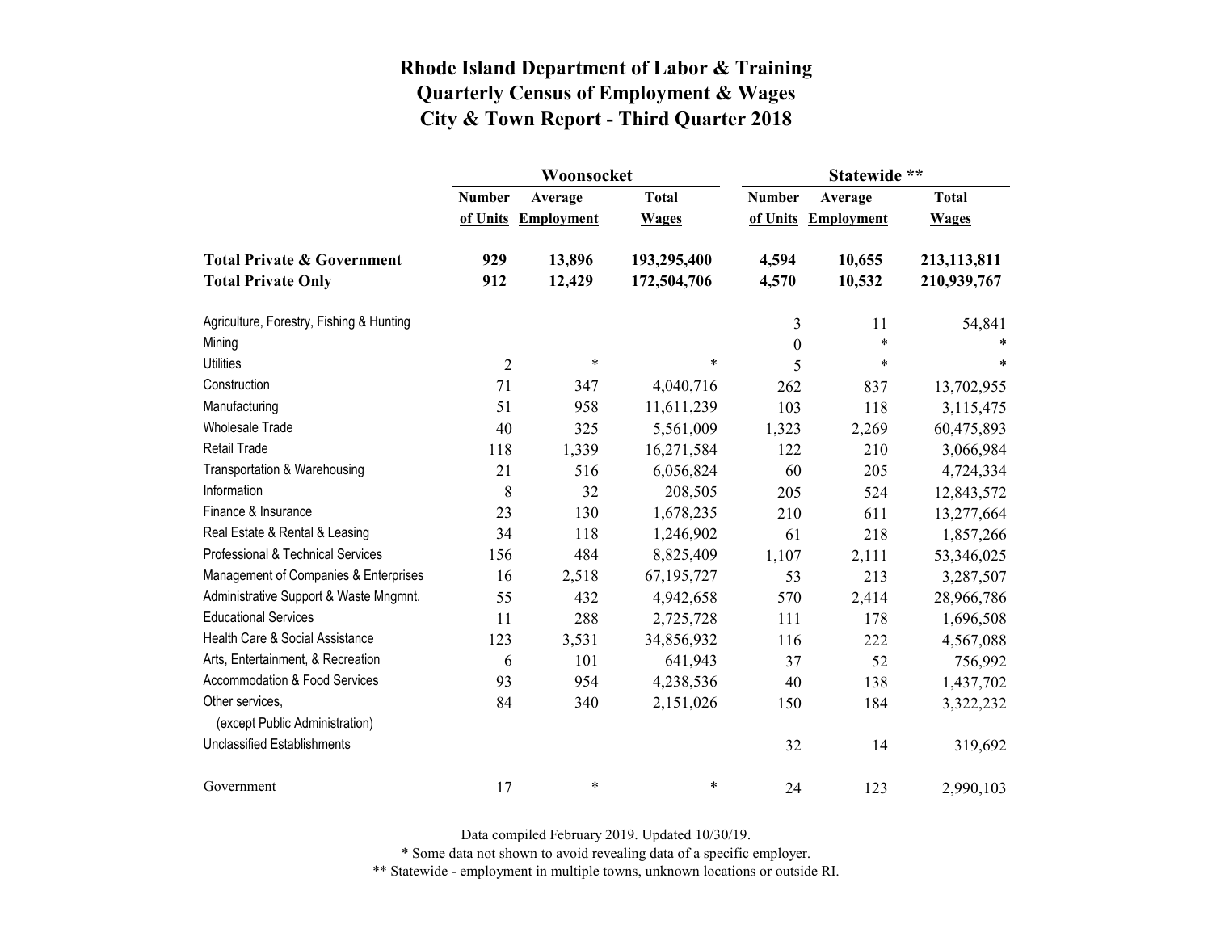# Rhode Island Department of Labor & Training
## Quarterly Census of Employment & Wages
## City & Town Report - Third Quarter 2018

| | Woonsocket | | | Statewide ** | | |
|---|---|---|---|---|---|---|
| | Number of Units | Average Employment | Total Wages | Number of Units | Average Employment | Total Wages |
| **Total Private & Government** | **929** | **13,896** | **193,295,400** | **4,594** | **10,655** | **213,113,811** |
| **Total Private Only** | **912** | **12,429** | **172,504,706** | **4,570** | **10,532** | **210,939,767** |
| Agriculture, Forestry, Fishing & Hunting | | | | 3 | 11 | 54,841 |
| Mining | | | | 0 | * | * |
| Utilities | 2 | * | * | 5 | * | * |
| Construction | 71 | 347 | 4,040,716 | 262 | 837 | 13,702,955 |
| Manufacturing | 51 | 958 | 11,611,239 | 103 | 118 | 3,115,475 |
| Wholesale Trade | 40 | 325 | 5,561,009 | 1,323 | 2,269 | 60,475,893 |
| Retail Trade | 118 | 1,339 | 16,271,584 | 122 | 210 | 3,066,984 |
| Transportation & Warehousing | 21 | 516 | 6,056,824 | 60 | 205 | 4,724,334 |
| Information | 8 | 32 | 208,505 | 205 | 524 | 12,843,572 |
| Finance & Insurance | 23 | 130 | 1,678,235 | 210 | 611 | 13,277,664 |
| Real Estate & Rental & Leasing | 34 | 118 | 1,246,902 | 61 | 218 | 1,857,266 |
| Professional & Technical Services | 156 | 484 | 8,825,409 | 1,107 | 2,111 | 53,346,025 |
| Management of Companies & Enterprises | 16 | 2,518 | 67,195,727 | 53 | 213 | 3,287,507 |
| Administrative Support & Waste Mngmnt. | 55 | 432 | 4,942,658 | 570 | 2,414 | 28,966,786 |
| Educational Services | 11 | 288 | 2,725,728 | 111 | 178 | 1,696,508 |
| Health Care & Social Assistance | 123 | 3,531 | 34,856,932 | 116 | 222 | 4,567,088 |
| Arts, Entertainment, & Recreation | 6 | 101 | 641,943 | 37 | 52 | 756,992 |
| Accommodation & Food Services | 93 | 954 | 4,238,536 | 40 | 138 | 1,437,702 |
| Other services, (except Public Administration) | 84 | 340 | 2,151,026 | 150 | 184 | 3,322,232 |
| Unclassified Establishments | | | | 32 | 14 | 319,692 |
| Government | 17 | * | * | 24 | 123 | 2,990,103 |

Data compiled February 2019. Updated 10/30/19.

* Some data not shown to avoid revealing data of a specific employer.

** Statewide - employment in multiple towns, unknown locations or outside RI.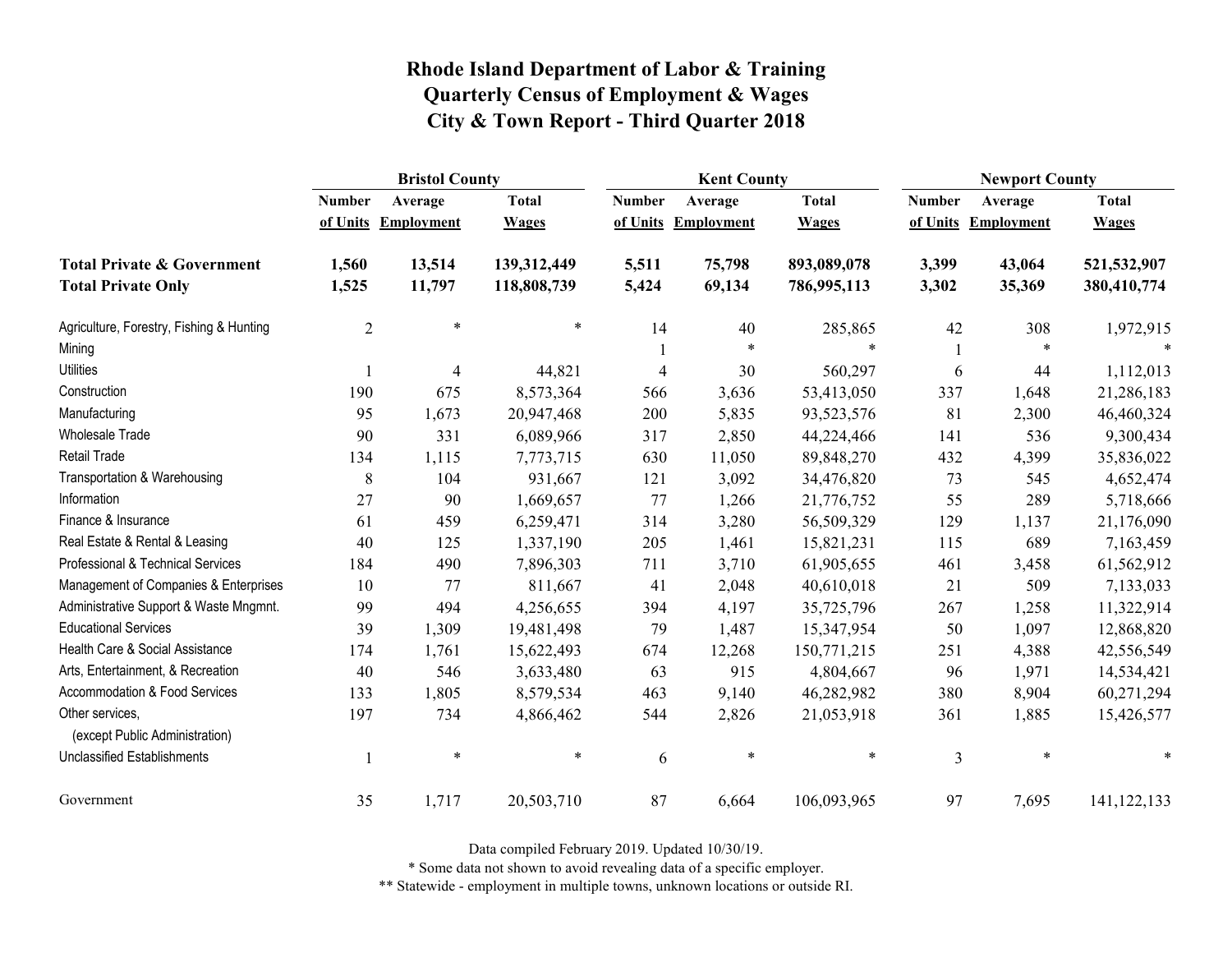# Rhode Island Department of Labor & Training
## Quarterly Census of Employment & Wages
## City & Town Report - Third Quarter 2018

| | Bristol County | | | Kent County | | | Newport County | | |
|---|---|---|---|---|---|---|---|---|---|
| | Number of Units | Average Employment | Total Wages | Number of Units | Average Employment | Total Wages | Number of Units | Average Employment | Total Wages |
| **Total Private & Government** | **1,560** | **13,514** | **139,312,449** | **5,511** | **75,798** | **893,089,078** | **3,399** | **43,064** | **521,532,907** |
| **Total Private Only** | **1,525** | **11,797** | **118,808,739** | **5,424** | **69,134** | **786,995,113** | **3,302** | **35,369** | **380,410,774** |
| Agriculture, Forestry, Fishing & Hunting | 2 | * | * | 14 | 40 | 285,865 | 42 | 308 | 1,972,915 |
| Mining | | | | 1 | * | * | 1 | * | * |
| Utilities | 1 | 4 | 44,821 | 4 | 30 | 560,297 | 6 | 44 | 1,112,013 |
| Construction | 190 | 675 | 8,573,364 | 566 | 3,636 | 53,413,050 | 337 | 1,648 | 21,286,183 |
| Manufacturing | 95 | 1,673 | 20,947,468 | 200 | 5,835 | 93,523,576 | 81 | 2,300 | 46,460,324 |
| Wholesale Trade | 90 | 331 | 6,089,966 | 317 | 2,850 | 44,224,466 | 141 | 536 | 9,300,434 |
| Retail Trade | 134 | 1,115 | 7,773,715 | 630 | 11,050 | 89,848,270 | 432 | 4,399 | 35,836,022 |
| Transportation & Warehousing | 8 | 104 | 931,667 | 121 | 3,092 | 34,476,820 | 73 | 545 | 4,652,474 |
| Information | 27 | 90 | 1,669,657 | 77 | 1,266 | 21,776,752 | 55 | 289 | 5,718,666 |
| Finance & Insurance | 61 | 459 | 6,259,471 | 314 | 3,280 | 56,509,329 | 129 | 1,137 | 21,176,090 |
| Real Estate & Rental & Leasing | 40 | 125 | 1,337,190 | 205 | 1,461 | 15,821,231 | 115 | 689 | 7,163,459 |
| Professional & Technical Services | 184 | 490 | 7,896,303 | 711 | 3,710 | 61,905,655 | 461 | 3,458 | 61,562,912 |
| Management of Companies & Enterprises | 10 | 77 | 811,667 | 41 | 2,048 | 40,610,018 | 21 | 509 | 7,133,033 |
| Administrative Support & Waste Mngmnt. | 99 | 494 | 4,256,655 | 394 | 4,197 | 35,725,796 | 267 | 1,258 | 11,322,914 |
| Educational Services | 39 | 1,309 | 19,481,498 | 79 | 1,487 | 15,347,954 | 50 | 1,097 | 12,868,820 |
| Health Care & Social Assistance | 174 | 1,761 | 15,622,493 | 674 | 12,268 | 150,771,215 | 251 | 4,388 | 42,556,549 |
| Arts, Entertainment, & Recreation | 40 | 546 | 3,633,480 | 63 | 915 | 4,804,667 | 96 | 1,971 | 14,534,421 |
| Accommodation & Food Services | 133 | 1,805 | 8,579,534 | 463 | 9,140 | 46,282,982 | 380 | 8,904 | 60,271,294 |
| Other services, (except Public Administration) | 197 | 734 | 4,866,462 | 544 | 2,826 | 21,053,918 | 361 | 1,885 | 15,426,577 |
| Unclassified Establishments | 1 | * | * | 6 | * | * | 3 | * | * |
| Government | 35 | 1,717 | 20,503,710 | 87 | 6,664 | 106,093,965 | 97 | 7,695 | 141,122,133 |

Data compiled February 2019. Updated 10/30/19.

* Some data not shown to avoid revealing data of a specific employer.

** Statewide - employment in multiple towns, unknown locations or outside RI.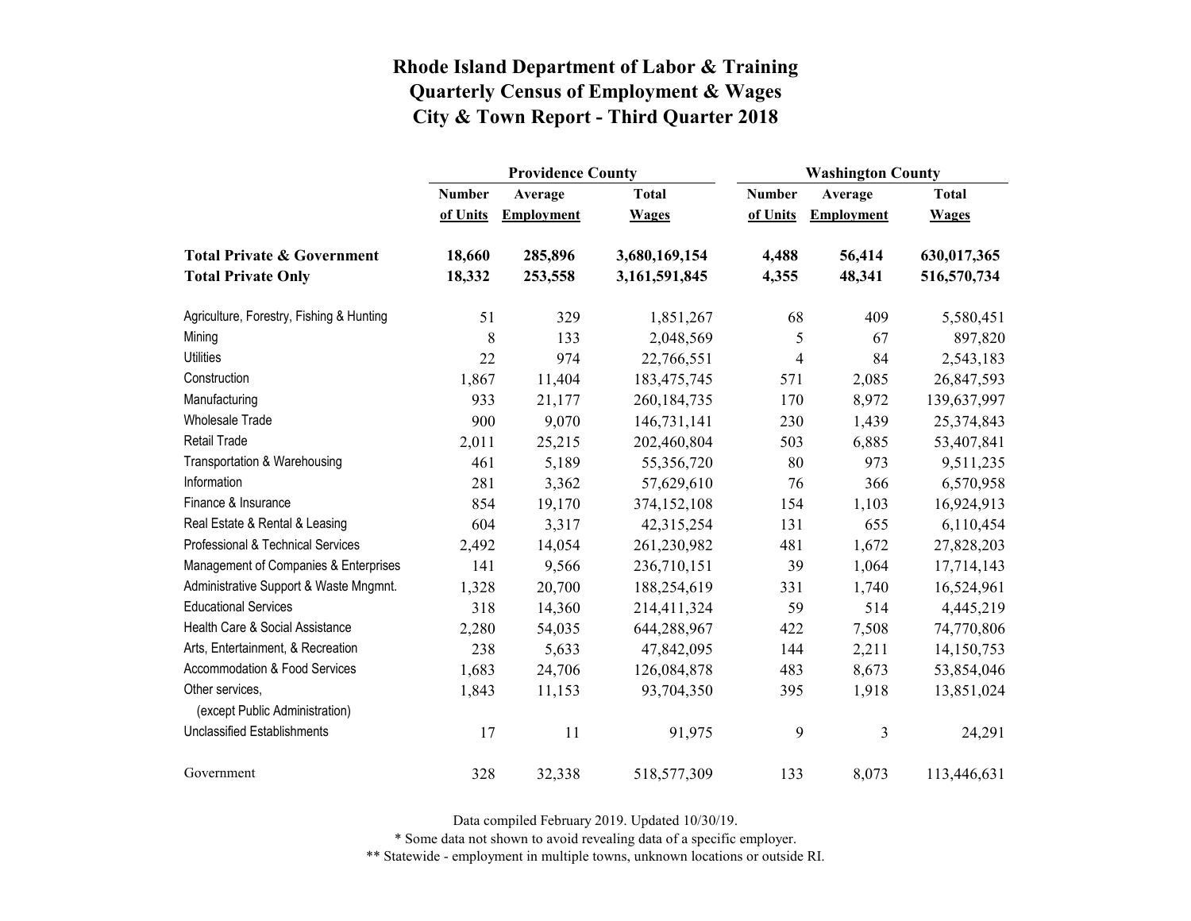# Rhode Island Department of Labor & Training
# Quarterly Census of Employment & Wages
# City & Town Report - Third Quarter 2018

| | Providence County | | | Washington County | | |
|---|---|---|---|---|---|---|
| | Number of Units | Average Employment | Total Wages | Number of Units | Average Employment | Total Wages |
| **Total Private & Government** | **18,660** | **285,896** | **3,680,169,154** | **4,488** | **56,414** | **630,017,365** |
| **Total Private Only** | **18,332** | **253,558** | **3,161,591,845** | **4,355** | **48,341** | **516,570,734** |
| Agriculture, Forestry, Fishing & Hunting | 51 | 329 | 1,851,267 | 68 | 409 | 5,580,451 |
| Mining | 8 | 133 | 2,048,569 | 5 | 67 | 897,820 |
| Utilities | 22 | 974 | 22,766,551 | 4 | 84 | 2,543,183 |
| Construction | 1,867 | 11,404 | 183,475,745 | 571 | 2,085 | 26,847,593 |
| Manufacturing | 933 | 21,177 | 260,184,735 | 170 | 8,972 | 139,637,997 |
| Wholesale Trade | 900 | 9,070 | 146,731,141 | 230 | 1,439 | 25,374,843 |
| Retail Trade | 2,011 | 25,215 | 202,460,804 | 503 | 6,885 | 53,407,841 |
| Transportation & Warehousing | 461 | 5,189 | 55,356,720 | 80 | 973 | 9,511,235 |
| Information | 281 | 3,362 | 57,629,610 | 76 | 366 | 6,570,958 |
| Finance & Insurance | 854 | 19,170 | 374,152,108 | 154 | 1,103 | 16,924,913 |
| Real Estate & Rental & Leasing | 604 | 3,317 | 42,315,254 | 131 | 655 | 6,110,454 |
| Professional & Technical Services | 2,492 | 14,054 | 261,230,982 | 481 | 1,672 | 27,828,203 |
| Management of Companies & Enterprises | 141 | 9,566 | 236,710,151 | 39 | 1,064 | 17,714,143 |
| Administrative Support & Waste Mngmnt. | 1,328 | 20,700 | 188,254,619 | 331 | 1,740 | 16,524,961 |
| Educational Services | 318 | 14,360 | 214,411,324 | 59 | 514 | 4,445,219 |
| Health Care & Social Assistance | 2,280 | 54,035 | 644,288,967 | 422 | 7,508 | 74,770,806 |
| Arts, Entertainment, & Recreation | 238 | 5,633 | 47,842,095 | 144 | 2,211 | 14,150,753 |
| Accommodation & Food Services | 1,683 | 24,706 | 126,084,878 | 483 | 8,673 | 53,854,046 |
| Other services, (except Public Administration) | 1,843 | 11,153 | 93,704,350 | 395 | 1,918 | 13,851,024 |
| Unclassified Establishments | 17 | 11 | 91,975 | 9 | 3 | 24,291 |
| Government | 328 | 32,338 | 518,577,309 | 133 | 8,073 | 113,446,631 |

Data compiled February 2019. Updated 10/30/19.

* Some data not shown to avoid revealing data of a specific employer.

** Statewide - employment in multiple towns, unknown locations or outside RI.